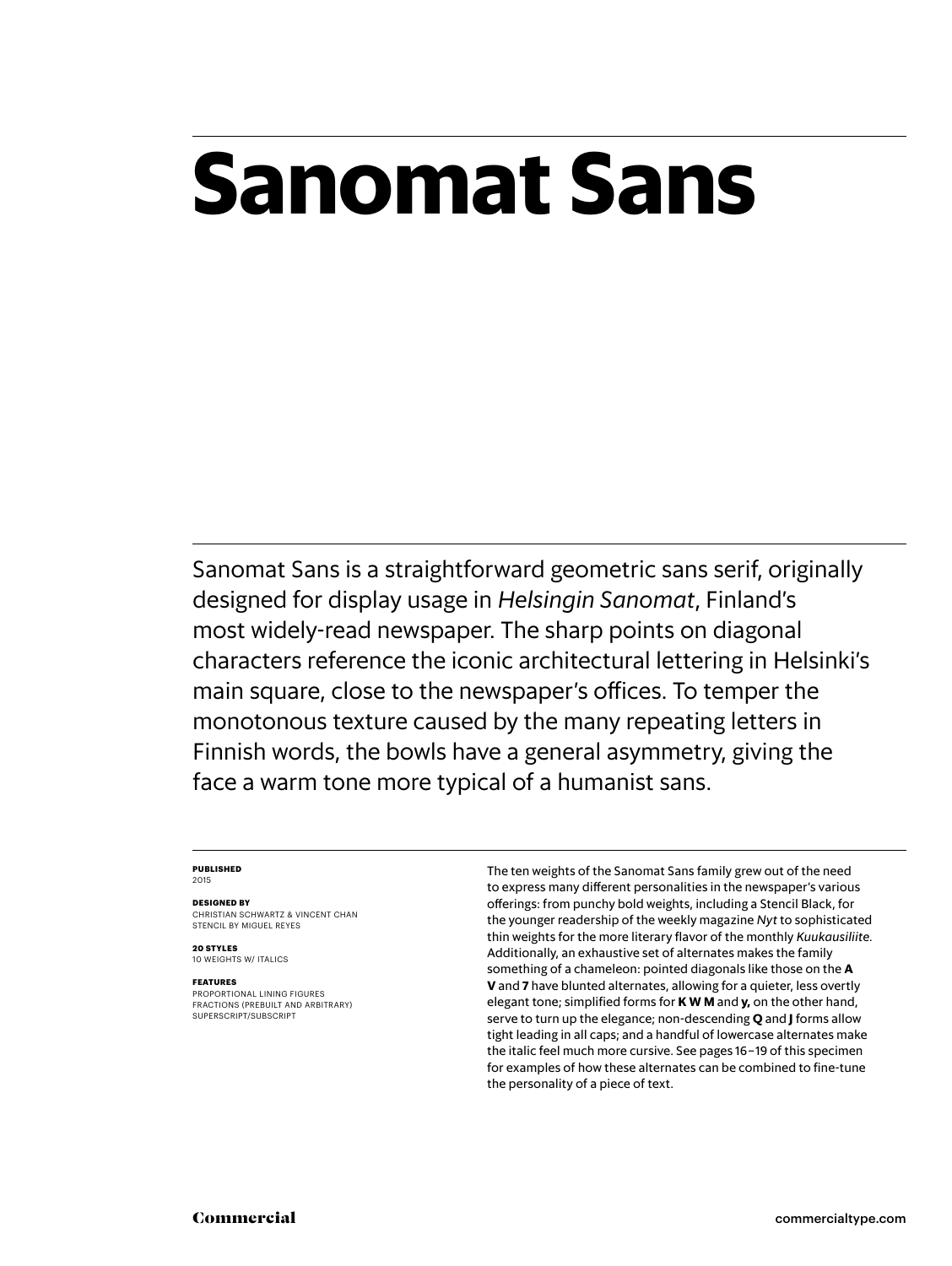# Sanomat Sans

Sanomat Sans is a straightforward geometric sans serif, originally designed for display usage in *Helsingin Sanomat*, Finland's most widely-read newspaper. The sharp points on diagonal characters reference the iconic architectural lettering in Helsinki's main square, close to the newspaper's offices. To temper the monotonous texture caused by the many repeating letters in Finnish words, the bowls have a general asymmetry, giving the face a warm tone more typical of a humanist sans.

**PUBLISHED**
2015

**DESIGNED BY**
CHRISTIAN SCHWARTZ & VINCENT CHAN
STENCIL BY MIGUEL REYES

**20 STYLES**
10 WEIGHTS W/ ITALICS

**FEATURES**
PROPORTIONAL LINING FIGURES
FRACTIONS (PREBUILT AND ARBITRARY)
SUPERSCRIPT/SUBSCRIPT

The ten weights of the Sanomat Sans family grew out of the need to express many different personalities in the newspaper's various offerings: from punchy bold weights, including a Stencil Black, for the younger readership of the weekly magazine *Nyt* to sophisticated thin weights for the more literary flavor of the monthly *Kuukausiliite*. Additionally, an exhaustive set of alternates makes the family something of a chameleon: pointed diagonals like those on the **A V** and **7** have blunted alternates, allowing for a quieter, less overtly elegant tone; simplified forms for **K W M** and **y,** on the other hand, serve to turn up the elegance; non-descending **Q** and **J** forms allow tight leading in all caps; and a handful of lowercase alternates make the italic feel much more cursive. See pages 16–19 of this specimen for examples of how these alternates can be combined to fine-tune the personality of a piece of text.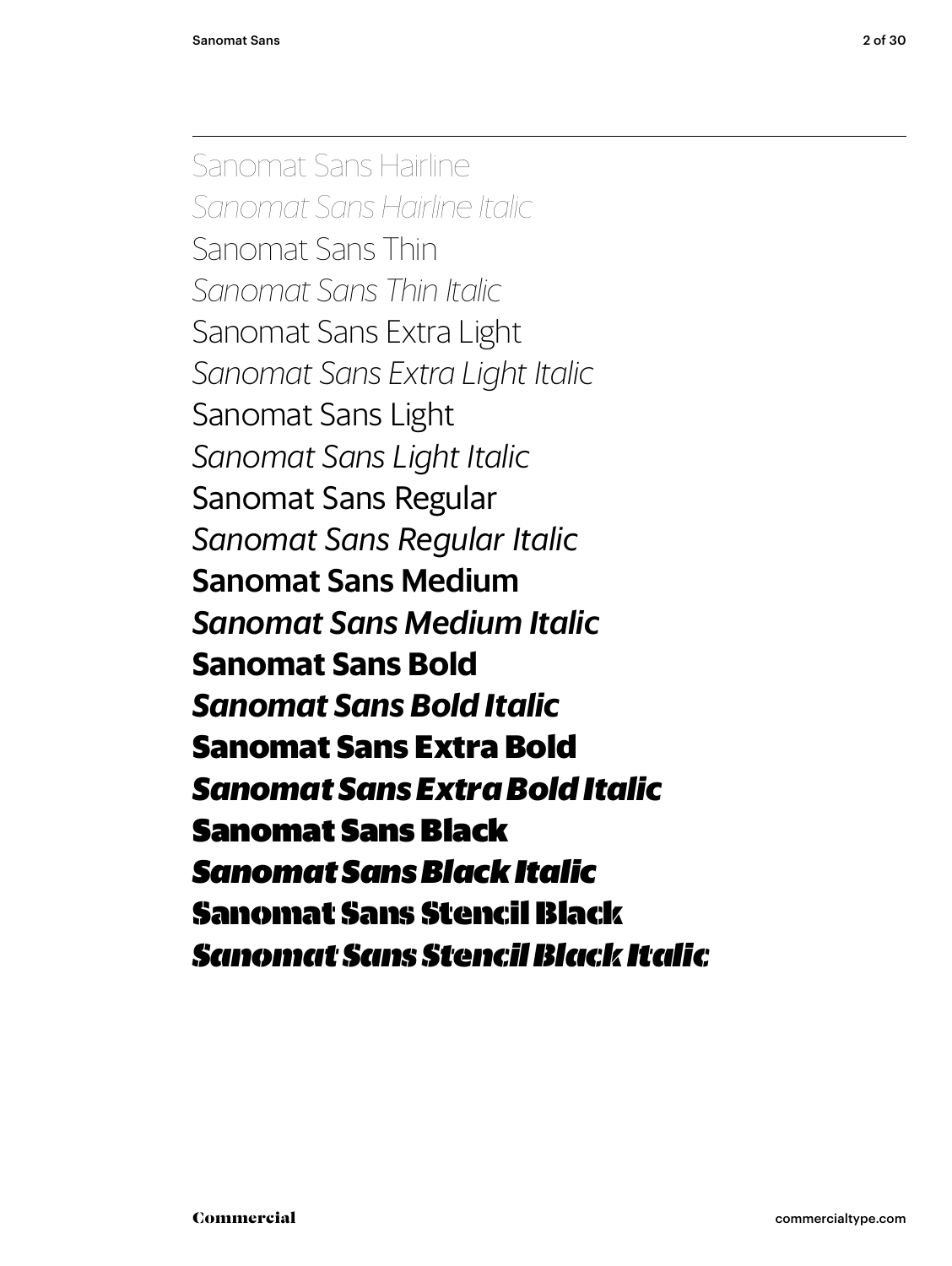Sanomat Sans Hairline
*Sanomat Sans Hairline Italic*
Sanomat Sans Thin
*Sanomat Sans Thin Italic*
Sanomat Sans Extra Light
*Sanomat Sans Extra Light Italic*
Sanomat Sans Light
*Sanomat Sans Light Italic*
Sanomat Sans Regular
*Sanomat Sans Regular Italic*
**Sanomat Sans Medium**
***Sanomat Sans Medium Italic***
**Sanomat Sans Bold**
***Sanomat Sans Bold Italic***
**Sanomat Sans Extra Bold**
***Sanomat Sans Extra Bold Italic***
**Sanomat Sans Black**
***Sanomat Sans Black Italic***
**Sanomat Sans Stencil Black**
***Sanomat Sans Stencil Black Italic***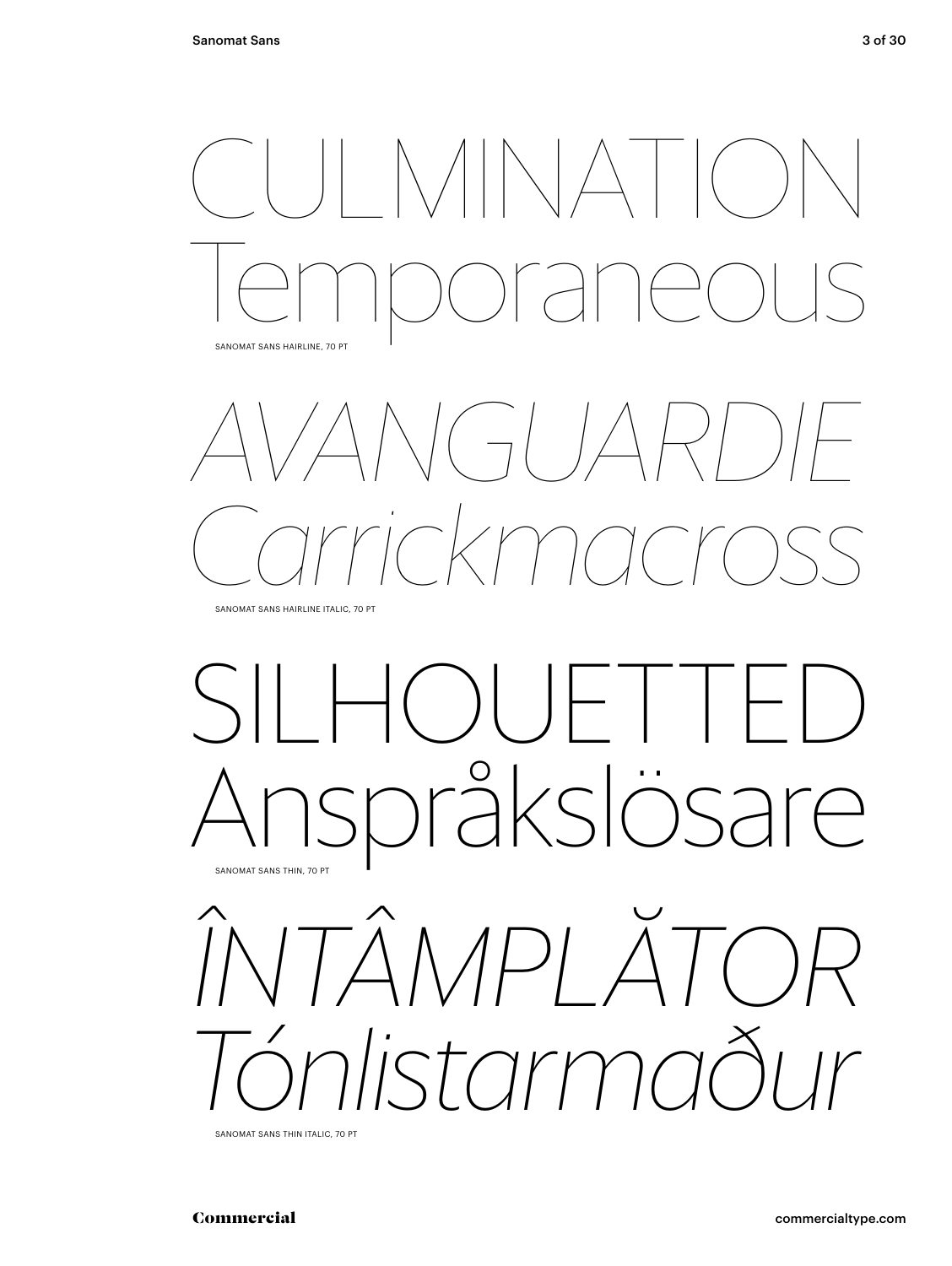CULMINATION
Temporaneous

SANOMAT SANS HAIRLINE, 70 PT

*AVANGUARDIE*
*Carrickmacross*

SANOMAT SANS HAIRLINE ITALIC, 70 PT

SILHOUETTED
Anspråkslösare

SANOMAT SANS THIN, 70 PT

*ÎNTÂMPLĂTOR*
*Tónlistarmaður*

SANOMAT SANS THIN ITALIC, 70 PT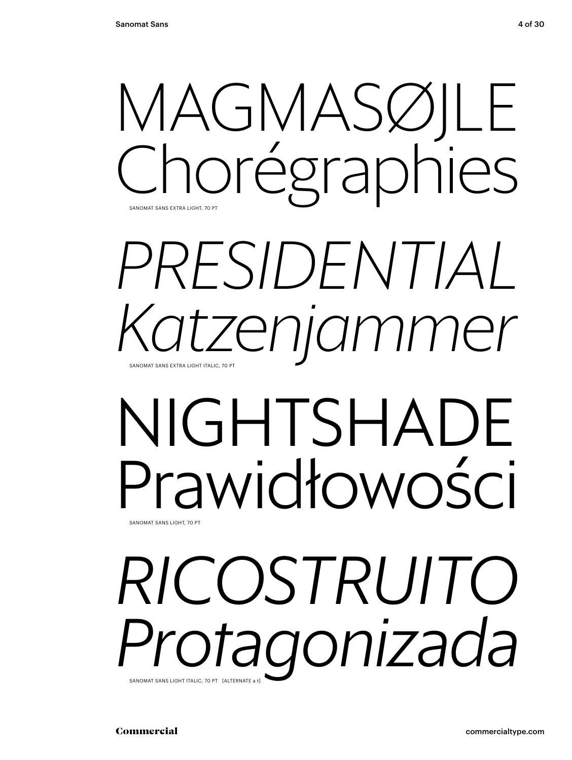MAGMASØJLE
Chorégraphies

SANOMAT SANS EXTRA LIGHT, 70 PT

*PRESIDENTIAL*
*Katzenjammer*

SANOMAT SANS EXTRA LIGHT ITALIC, 70 PT

NIGHTSHADE
Prawidłowości

SANOMAT SANS LIGHT, 70 PT

*RICOSTRUITO*
*Protagonizada*

SANOMAT SANS LIGHT ITALIC, 70 PT [ALTERNATE a t]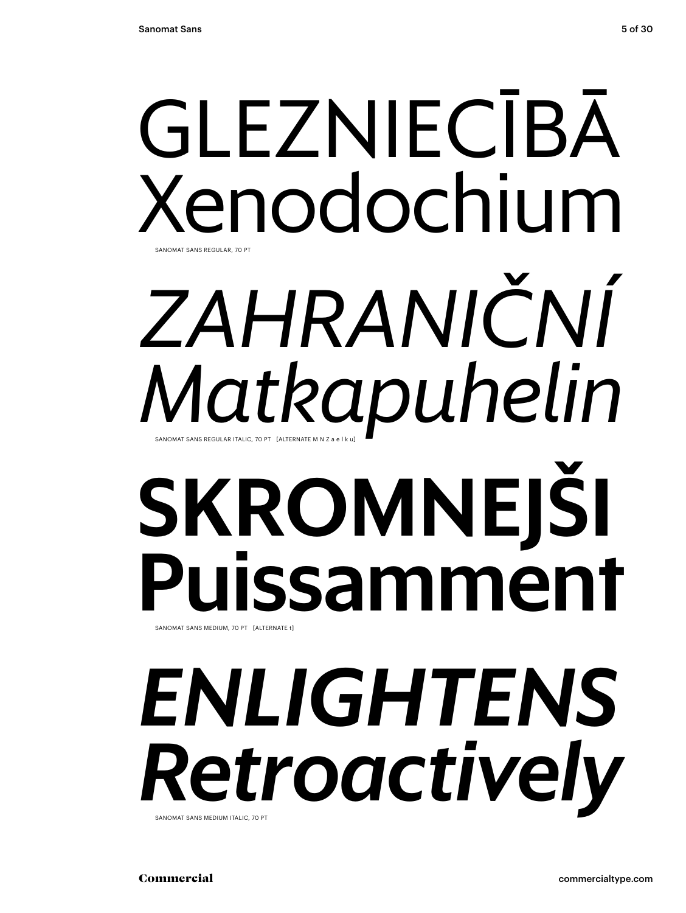GLEZNIECĪBĀ
Xenodochium

SANOMAT SANS REGULAR, 70 PT

*ZAHRANIČNÍ*
*Matkapuhelin*

SANOMAT SANS REGULAR ITALIC, 70 PT [ALTERNATE M N Z a e l k u]

**SKROMNEJŠI**
**Puissamment**

SANOMAT SANS MEDIUM, 70 PT [ALTERNATE t]

***ENLIGHTENS***
***Retroactively***

SANOMAT SANS MEDIUM ITALIC, 70 PT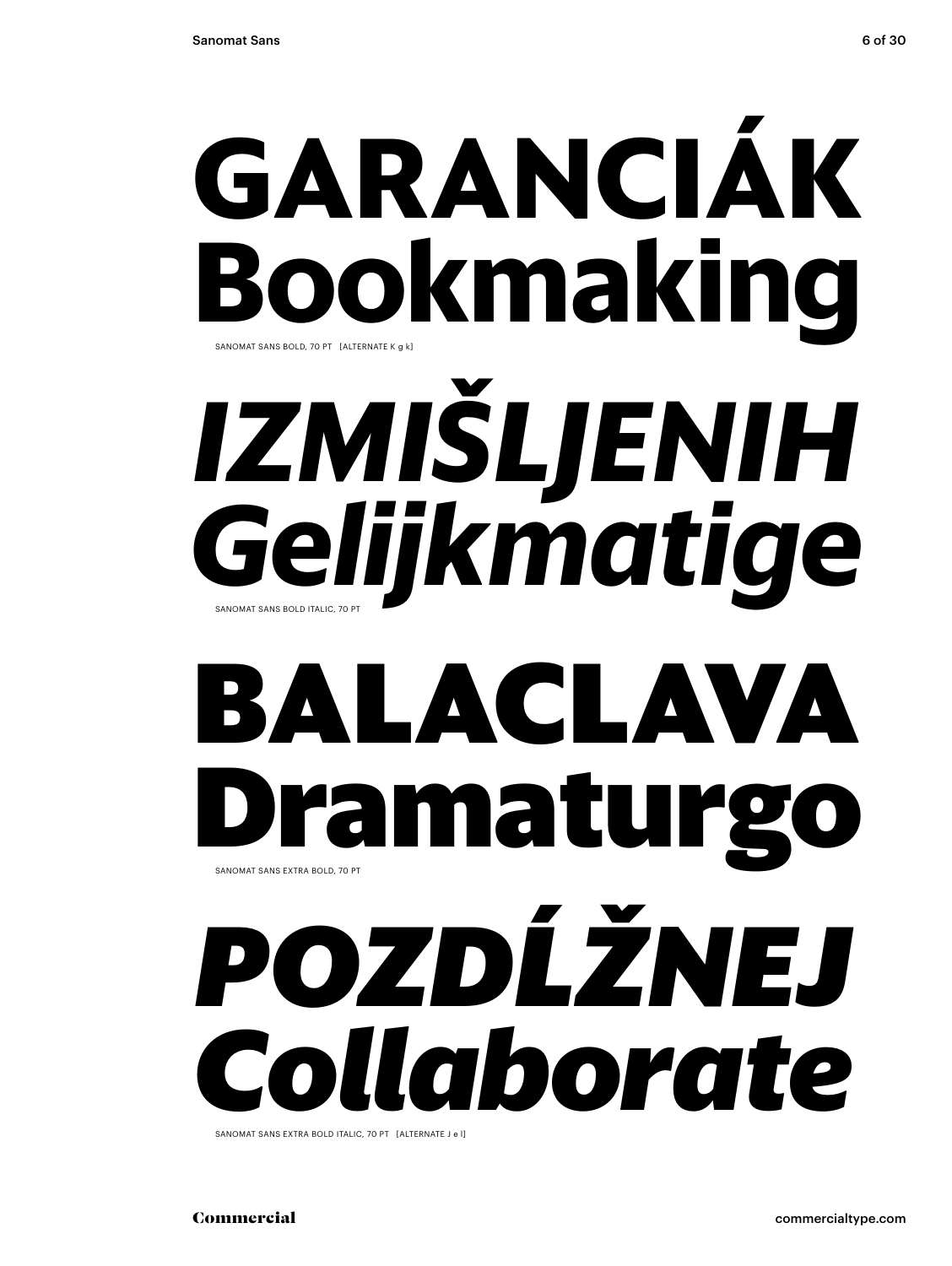# GARANCIÁK Bookmaking

SANOMAT SANS BOLD, 70 PT [ALTERNATE K g k]

# *IZMIŠLJENIH Gelijkmatige*

SANOMAT SANS BOLD ITALIC, 70 PT

# BALACLAVA Dramaturgo

SANOMAT SANS EXTRA BOLD, 70 PT

# *POZDĹŽNEJ Collaborate*

SANOMAT SANS EXTRA BOLD ITALIC, 70 PT [ALTERNATE J e l]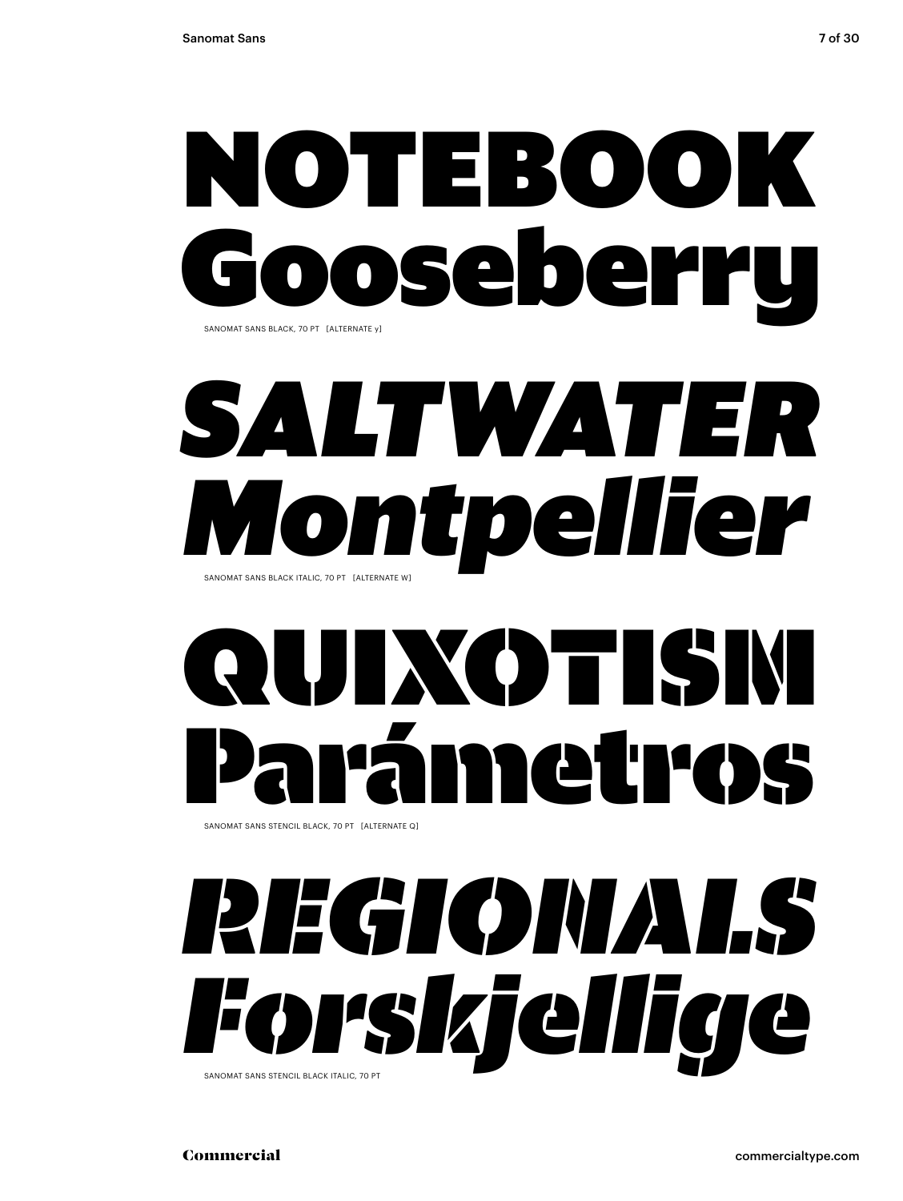# NOTEBOOK Gooseberry

SANOMAT SANS BLACK, 70 PT [ALTERNATE y]

# *SALTWATER Montpellier*

SANOMAT SANS BLACK ITALIC, 70 PT [ALTERNATE W]

# QUIXOTISM Parámetros

SANOMAT SANS STENCIL BLACK, 70 PT [ALTERNATE Q]

# *REGIONALS Forskjellige*

SANOMAT SANS STENCIL BLACK ITALIC, 70 PT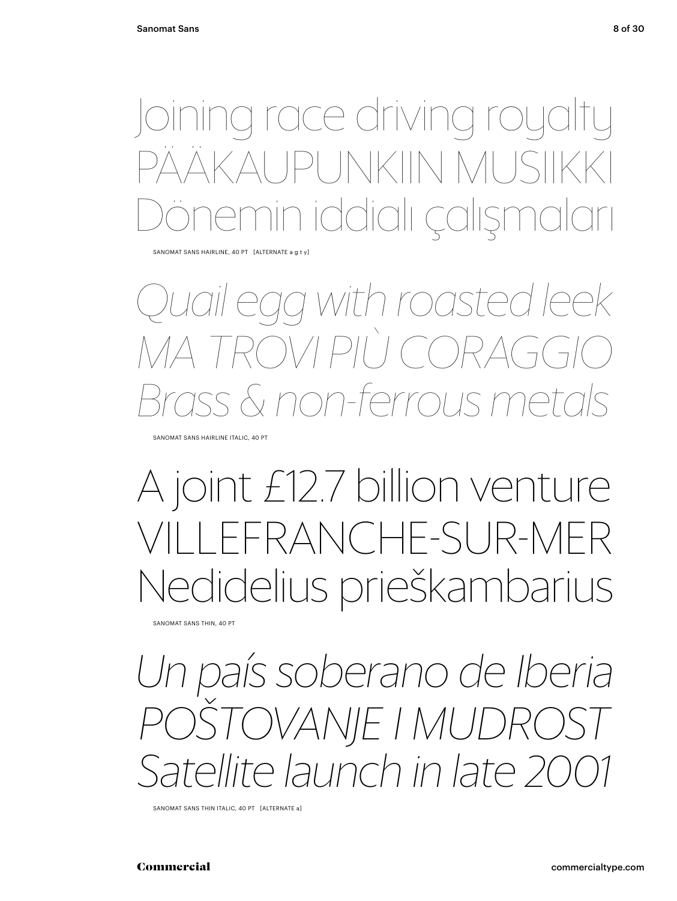Joining race driving royalty
PÄÄKAUPUNKIIN MUSIIKKI
Dönemin iddialı çalışmaları

SANOMAT SANS HAIRLINE, 40 PT [ALTERNATE a g t y]

*Quail egg with roasted leek*
*MA TROVI PIÙ CORAGGIO*
*Brass & non-ferrous metals*

SANOMAT SANS HAIRLINE ITALIC, 40 PT

A joint £12.7 billion venture
VILLEFRANCHE-SUR-MER
Nedidelius prieškambarius

SANOMAT SANS THIN, 40 PT

*Un país soberano de Iberia*
*POŠTOVANJE I MUDROST*
*Satellite launch in late 2001*

SANOMAT SANS THIN ITALIC, 40 PT [ALTERNATE a]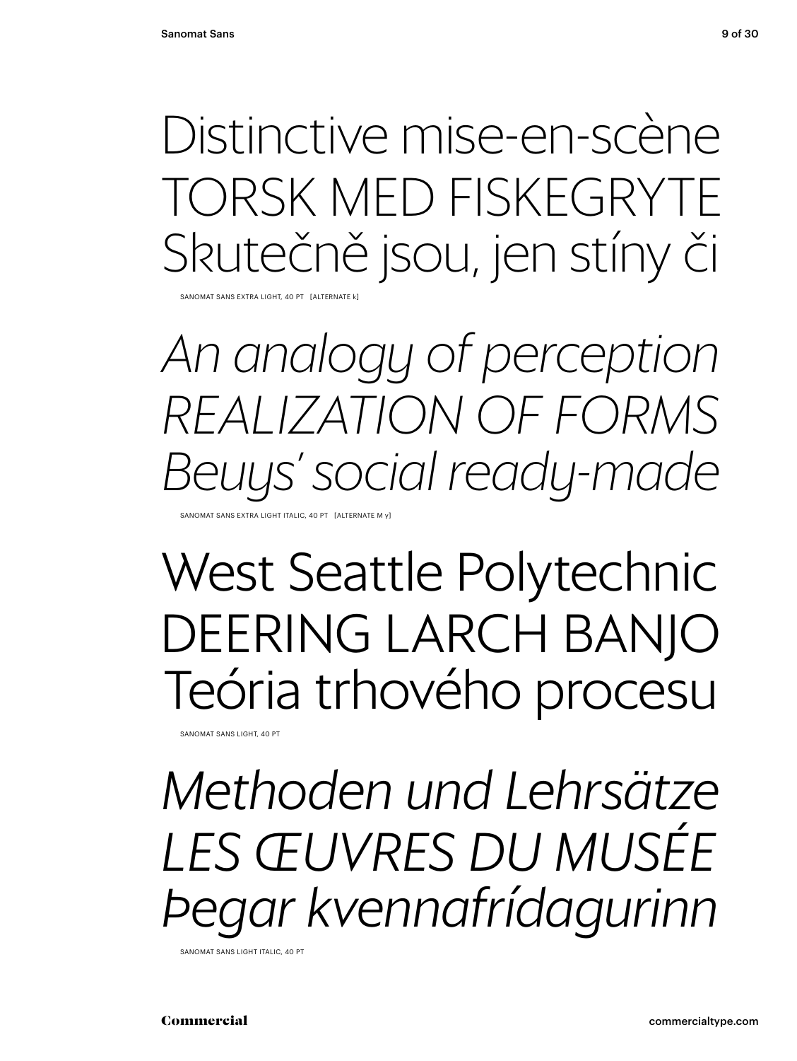Distinctive mise-en-scène
TORSK MED FISKEGRYTE
Skutečně jsou, jen stíny či

SANOMAT SANS EXTRA LIGHT, 40 PT [ALTERNATE k]

*An analogy of perception*
*REALIZATION OF FORMS*
*Beuys' social ready-made*

SANOMAT SANS EXTRA LIGHT ITALIC, 40 PT [ALTERNATE M y]

West Seattle Polytechnic
DEERING LARCH BANJO
Teória trhového procesu

SANOMAT SANS LIGHT, 40 PT

*Methoden und Lehrsätze*
*LES ŒUVRES DU MUSÉE*
*Þegar kvennafrídagurinn*

SANOMAT SANS LIGHT ITALIC, 40 PT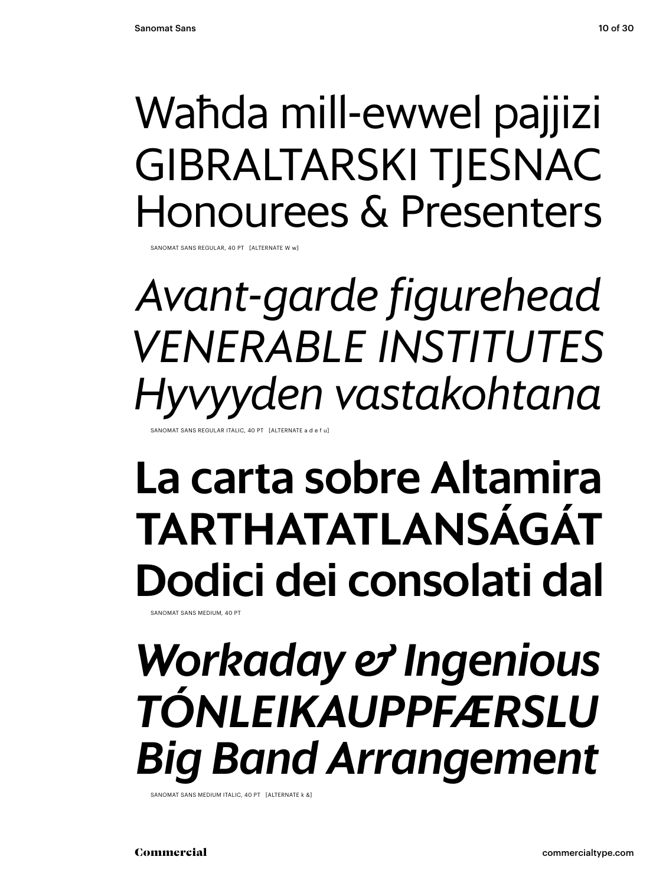Waħda mill-ewwel pajjizi
GIBRALTARSKI TJESNAC
Honourees & Presenters

SANOMAT SANS REGULAR, 40 PT [ALTERNATE W w]

*Avant-garde figurehead*
*VENERABLE INSTITUTES*
*Hyvyyden vastakohtana*

SANOMAT SANS REGULAR ITALIC, 40 PT [ALTERNATE a d e f u]

**La carta sobre Altamira**
**TARTHATATLANSÁGÁT**
**Dodici dei consolati dal**

SANOMAT SANS MEDIUM, 40 PT

***Workaday & Ingenious***
***TÓNLEIKAUPPFÆRSLU***
***Big Band Arrangement***

SANOMAT SANS MEDIUM ITALIC, 40 PT [ALTERNATE k &]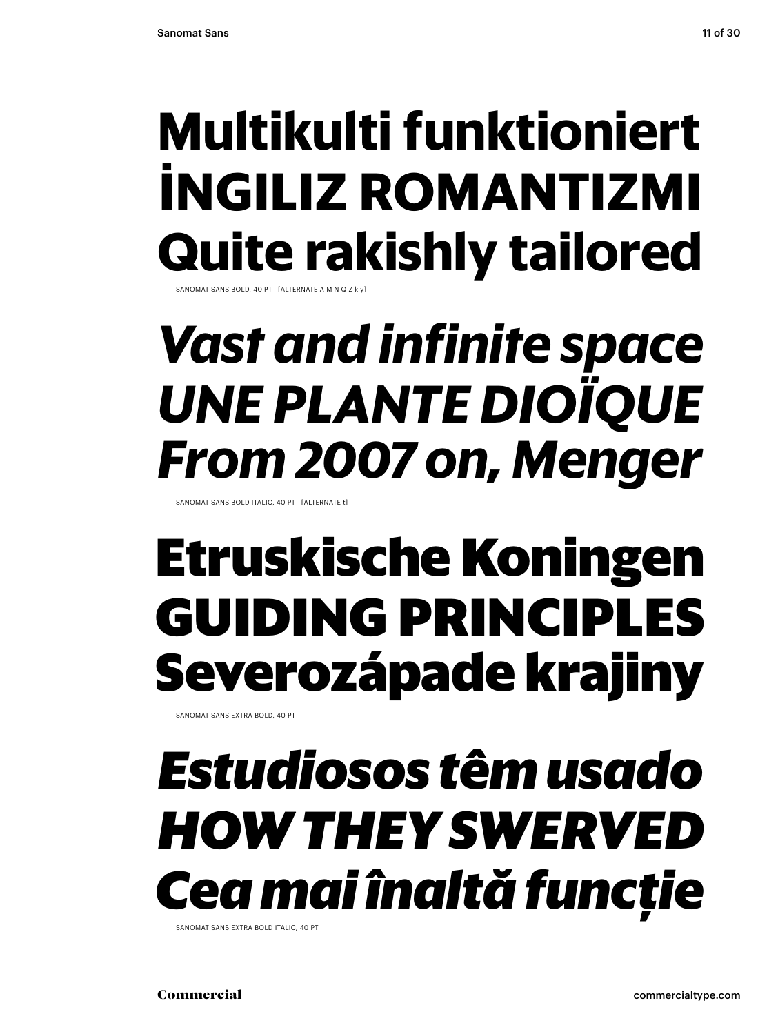**Multikulti funktioniert**
**İNGILIZ ROMANTIZMI**
**Quite rakishly tailored**

SANOMAT SANS BOLD, 40 PT [ALTERNATE A M N Q Z k y]

***Vast and infinite space***
***UNE PLANTE DIOÏQUE***
***From 2007 on, Menger***

SANOMAT SANS BOLD ITALIC, 40 PT [ALTERNATE t]

**Etruskische Koningen**
**GUIDING PRINCIPLES**
**Severozápade krajiny**

SANOMAT SANS EXTRA BOLD, 40 PT

***Estudiosos têm usado***
***HOW THEY SWERVED***
***Cea mai înaltă funcție***

SANOMAT SANS EXTRA BOLD ITALIC, 40 PT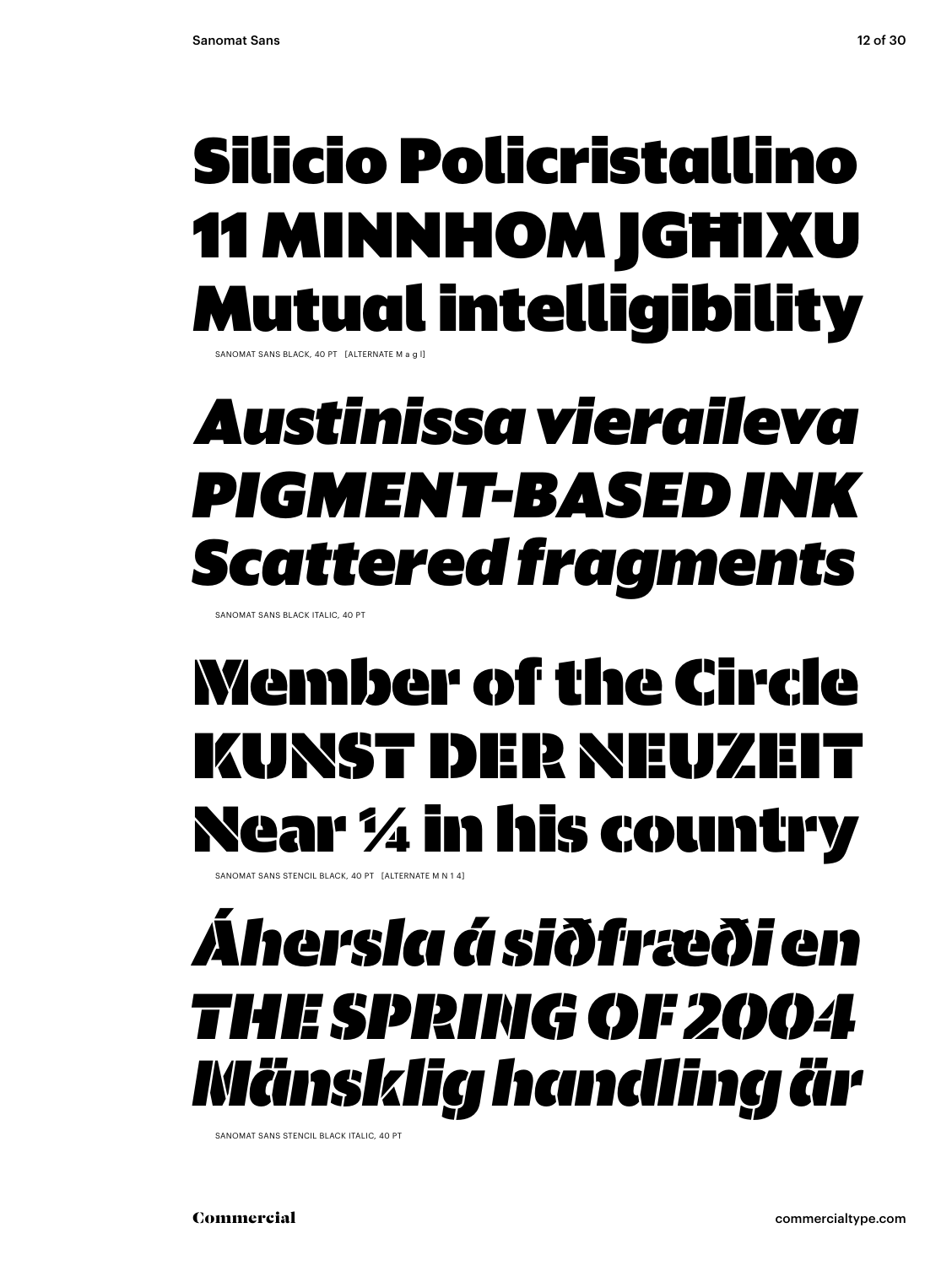# Silicio Policristallino
# 11 MINNHOM JGĦIXU
# Mutual intelligibility

SANOMAT SANS BLACK, 40 PT [ALTERNATE M a g l]

# *Austinissa viераileva*
# *PIGMENT-BASED INK*
# *Scattered fragments*

SANOMAT SANS BLACK ITALIC, 40 PT

# Member of the Circle
# KUNST DER NEUZEIT
# Near ¼ in his country

SANOMAT SANS STENCIL BLACK, 40 PT [ALTERNATE M N 1 4]

# *Áhersla á siðfræði en*
# *THE SPRING OF 2004*
# *Mänsklig handling är*

SANOMAT SANS STENCIL BLACK ITALIC, 40 PT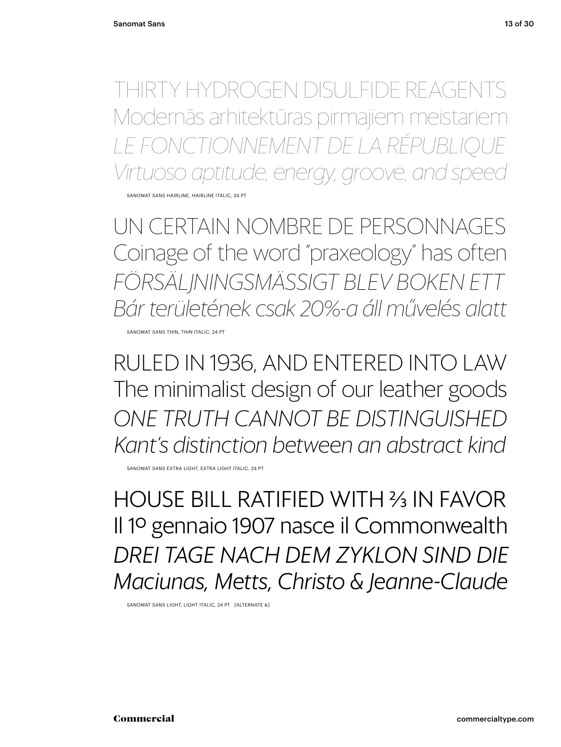THIRTY HYDROGEN DISULFIDE REAGENTS
Modernās arhitektūras pirmajiem meistariem
*LE FONCTIONNEMENT DE LA RÉPUBLIQUE*
*Virtuoso aptitude, energy, groove, and speed*

SANOMAT SANS HAIRLINE, HAIRLINE ITALIC, 24 PT

UN CERTAIN NOMBRE DE PERSONNAGES
Coinage of the word "praxeology" has often
*FÖRSÄLJNINGSMÄSSIGT BLEV BOKEN ETT*
*Bár területének csak 20%-a áll művelés alatt*

SANOMAT SANS THIN, THIN ITALIC, 24 PT

RULED IN 1936, AND ENTERED INTO LAW
The minimalist design of our leather goods
*ONE TRUTH CANNOT BE DISTINGUISHED*
*Kant's distinction between an abstract kind*

SANOMAT SANS EXTRA LIGHT, EXTRA LIGHT ITALIC, 24 PT

HOUSE BILL RATIFIED WITH ⅔ IN FAVOR
Il 1º gennaio 1907 nasce il Commonwealth
*DREI TAGE NACH DEM ZYKLON SIND DIE*
*Maciunas, Metts, Christo & Jeanne-Claude*

SANOMAT SANS LIGHT, LIGHT ITALIC, 24 PT [ALTERNATE &]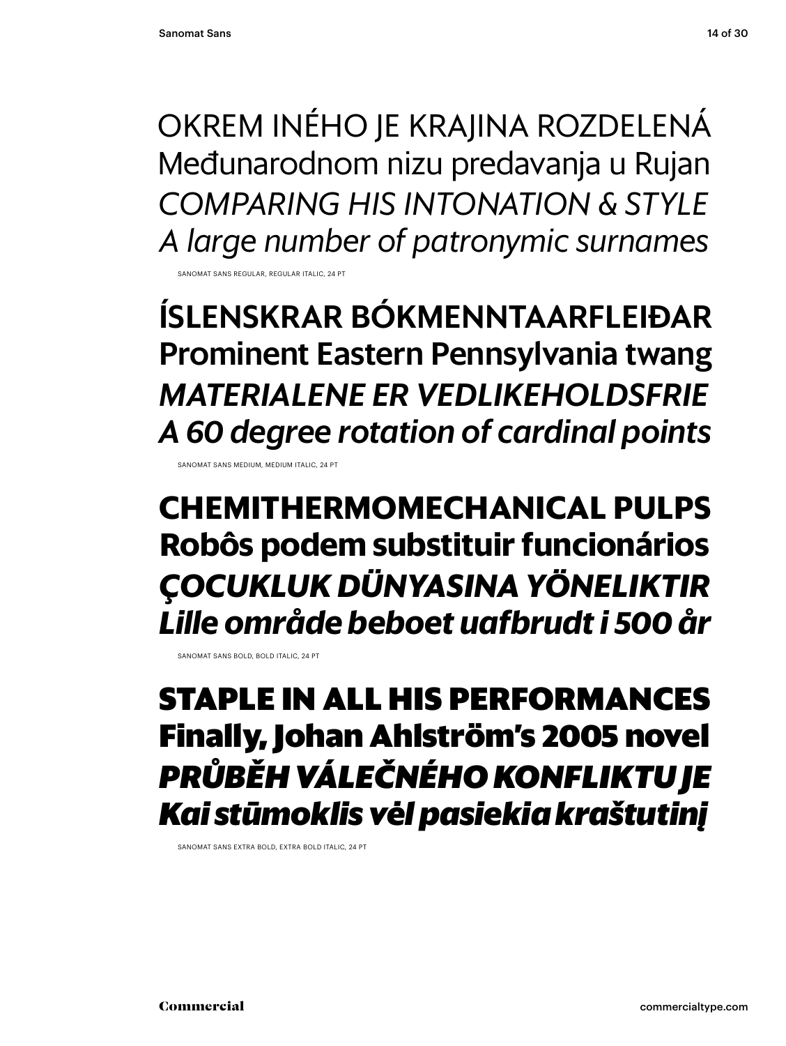OKREM INÉHO JE KRAJINA ROZDELENÁ
Međunarodnom nizu predavanja u Rujan
*COMPARING HIS INTONATION & STYLE*
*A large number of patronymic surnames*

SANOMAT SANS REGULAR, REGULAR ITALIC, 24 PT

ÍSLENSKRAR BÓKMENNTAARFLEIÐAR
Prominent Eastern Pennsylvania twang
*MATERIALENE ER VEDLIKEHOLDSFRIE*
*A 60 degree rotation of cardinal points*

SANOMAT SANS MEDIUM, MEDIUM ITALIC, 24 PT

**CHEMITHERMOMECHANICAL PULPS**
**Robôs podem substituir funcionários**
***ÇOCUKLUK DÜNYASINA YÖNELIKTIR***
***Lille område beboet uafbrudt i 500 år***

SANOMAT SANS BOLD, BOLD ITALIC, 24 PT

**STAPLE IN ALL HIS PERFORMANCES**
**Finally, Johan Ahlström's 2005 novel**
***PRŮBĚH VÁLEČNÉHO KONFLIKTU JE***
***Kai stūmoklis vėl pasiekia kraštutinį***

SANOMAT SANS EXTRA BOLD, EXTRA BOLD ITALIC, 24 PT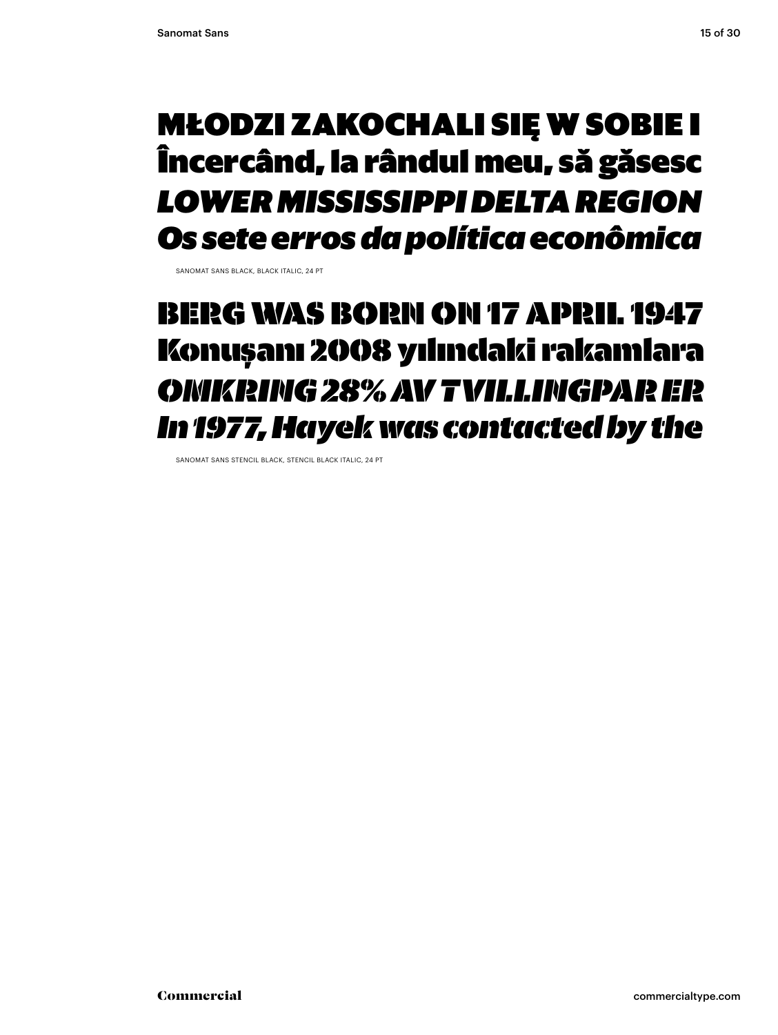MŁODZI ZAKOCHALI SIĘ W SOBIE I
Încercând, la rândul meu, să găsesc
*LOWER MISSISSIPPI DELTA REGION*
*Os sete erros da política econômica*

SANOMAT SANS BLACK, BLACK ITALIC, 24 PT

BERG WAS BORN ON 17 APRIL 1947
Konuşanı 2008 yılındaki rakamlara
*OMKRING 28% AV TVILLINGPAR ER*
*In 1977, Hayek was contacted by the*

SANOMAT SANS STENCIL BLACK, STENCIL BLACK ITALIC, 24 PT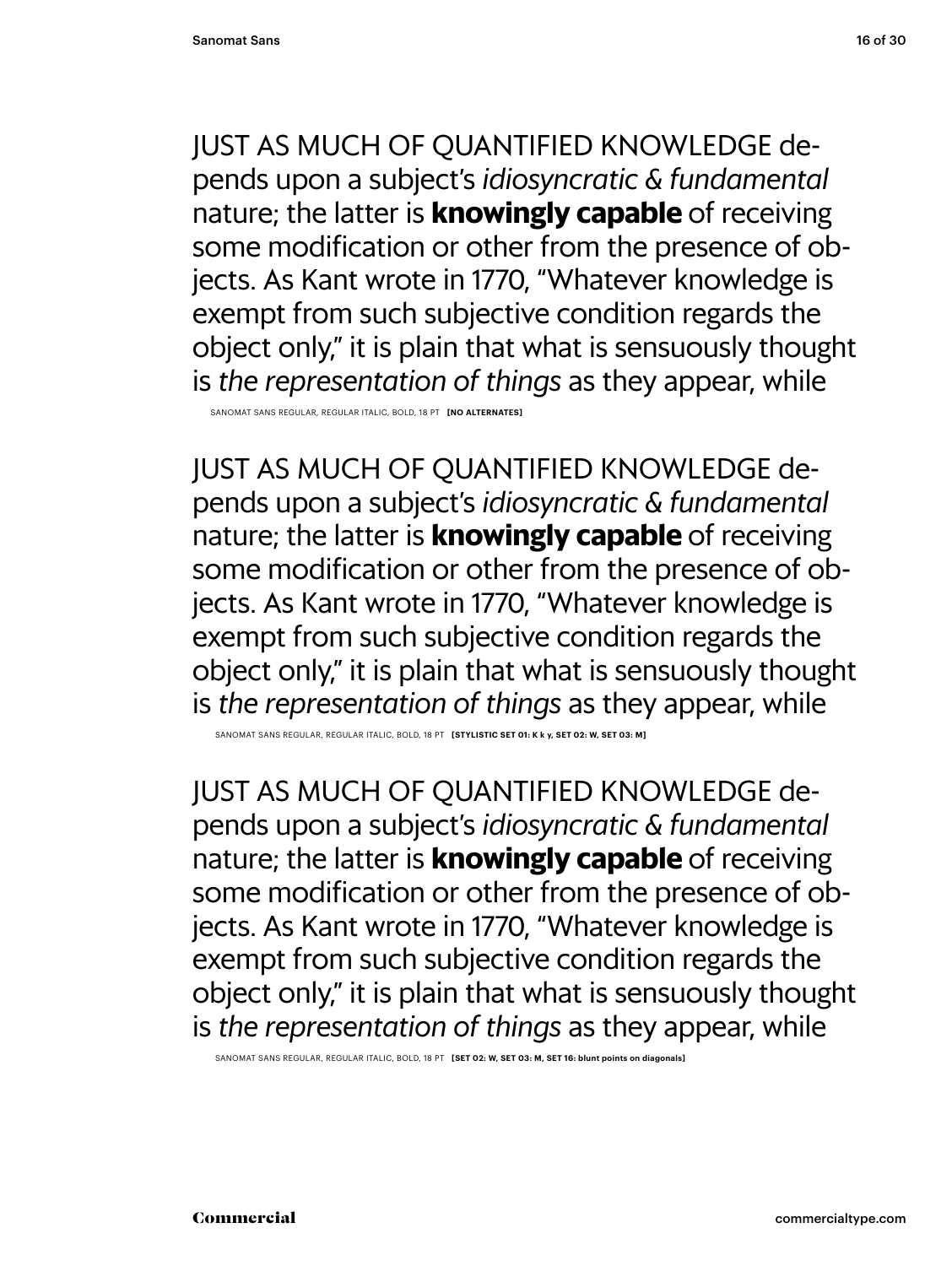JUST AS MUCH OF QUANTIFIED KNOWLEDGE depends upon a subject's *idiosyncratic & fundamental* nature; the latter is **knowingly capable** of receiving some modification or other from the presence of objects. As Kant wrote in 1770, "Whatever knowledge is exempt from such subjective condition regards the object only," it is plain that what is sensuously thought is *the representation of things* as they appear, while

SANOMAT SANS REGULAR, REGULAR ITALIC, BOLD, 18 PT **[NO ALTERNATES]**

JUST AS MUCH OF QUANTIFIED KNOWLEDGE depends upon a subject's *idiosyncratic & fundamental* nature; the latter is **knowingly capable** of receiving some modification or other from the presence of objects. As Kant wrote in 1770, "Whatever knowledge is exempt from such subjective condition regards the object only," it is plain that what is sensuously thought is *the representation of things* as they appear, while

SANOMAT SANS REGULAR, REGULAR ITALIC, BOLD, 18 PT **[STYLISTIC SET 01: K k y, SET 02: W, SET 03: M]**

JUST AS MUCH OF QUANTIFIED KNOWLEDGE depends upon a subject's *idiosyncratic & fundamental* nature; the latter is **knowingly capable** of receiving some modification or other from the presence of objects. As Kant wrote in 1770, "Whatever knowledge is exempt from such subjective condition regards the object only," it is plain that what is sensuously thought is *the representation of things* as they appear, while

SANOMAT SANS REGULAR, REGULAR ITALIC, BOLD, 18 PT **[SET 02: W, SET 03: M, SET 16: blunt points on diagonals]**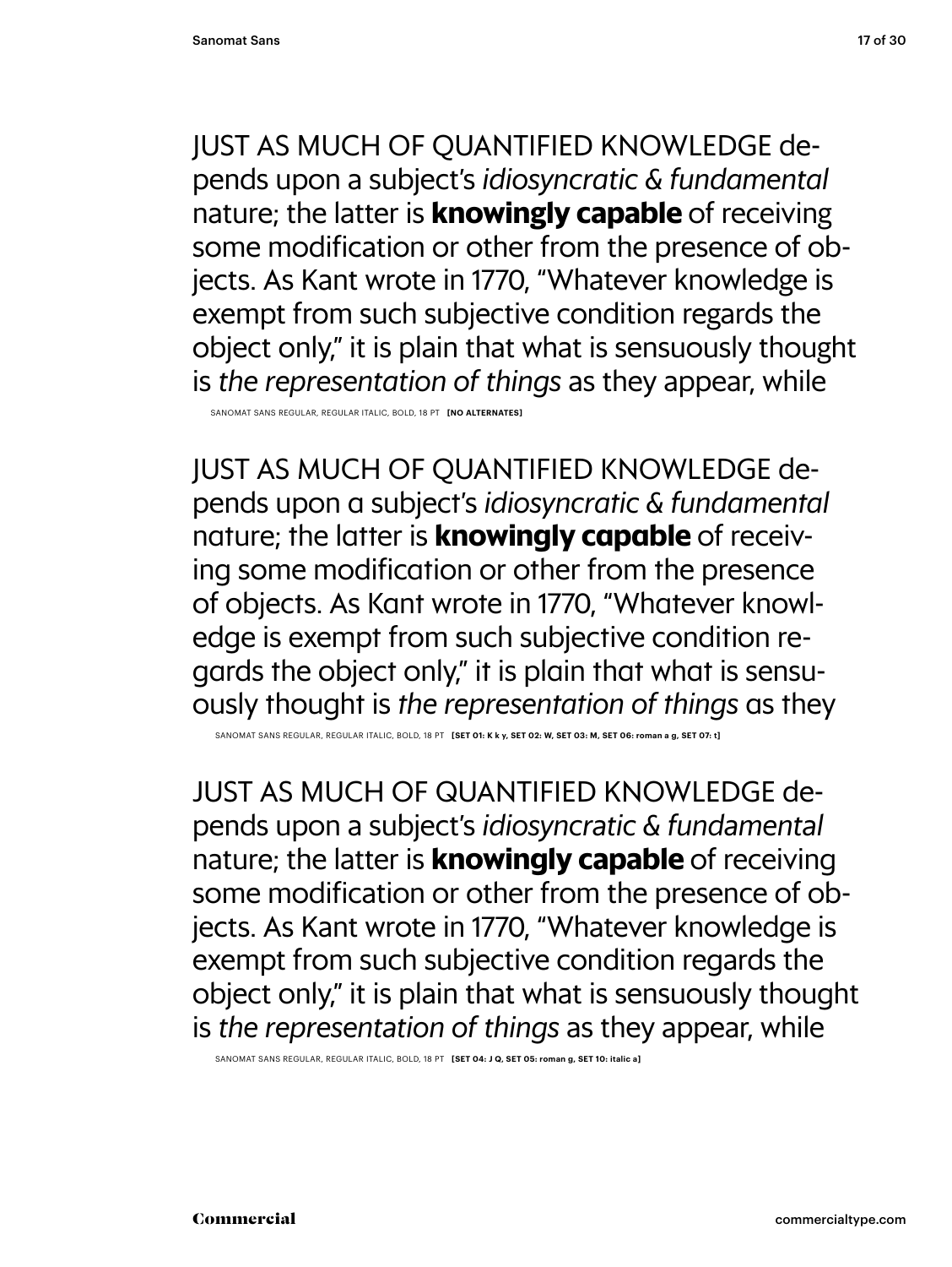JUST AS MUCH OF QUANTIFIED KNOWLEDGE depends upon a subject's *idiosyncratic & fundamental* nature; the latter is **knowingly capable** of receiving some modification or other from the presence of objects. As Kant wrote in 1770, "Whatever knowledge is exempt from such subjective condition regards the object only," it is plain that what is sensuously thought is *the representation of things* as they appear, while

SANOMAT SANS REGULAR, REGULAR ITALIC, BOLD, 18 PT **[NO ALTERNATES]**

JUST AS MUCH OF QUANTIFIED KNOWLEDGE depends upon a subject's *idiosyncratic & fundamental* nature; the latter is **knowingly capable** of receiving some modification or other from the presence of objects. As Kant wrote in 1770, "Whatever knowledge is exempt from such subjective condition regards the object only," it is plain that what is sensuously thought is *the representation of things* as they

SANOMAT SANS REGULAR, REGULAR ITALIC, BOLD, 18 PT **[SET 01: K k y, SET 02: W, SET 03: M, SET 06: roman a g, SET 07: t]**

JUST AS MUCH OF QUANTIFIED KNOWLEDGE depends upon a subject's *idiosyncratic & fundamental* nature; the latter is **knowingly capable** of receiving some modification or other from the presence of objects. As Kant wrote in 1770, "Whatever knowledge is exempt from such subjective condition regards the object only," it is plain that what is sensuously thought is *the representation of things* as they appear, while

SANOMAT SANS REGULAR, REGULAR ITALIC, BOLD, 18 PT **[SET 04: J Q, SET 05: roman g, SET 10: italic a]**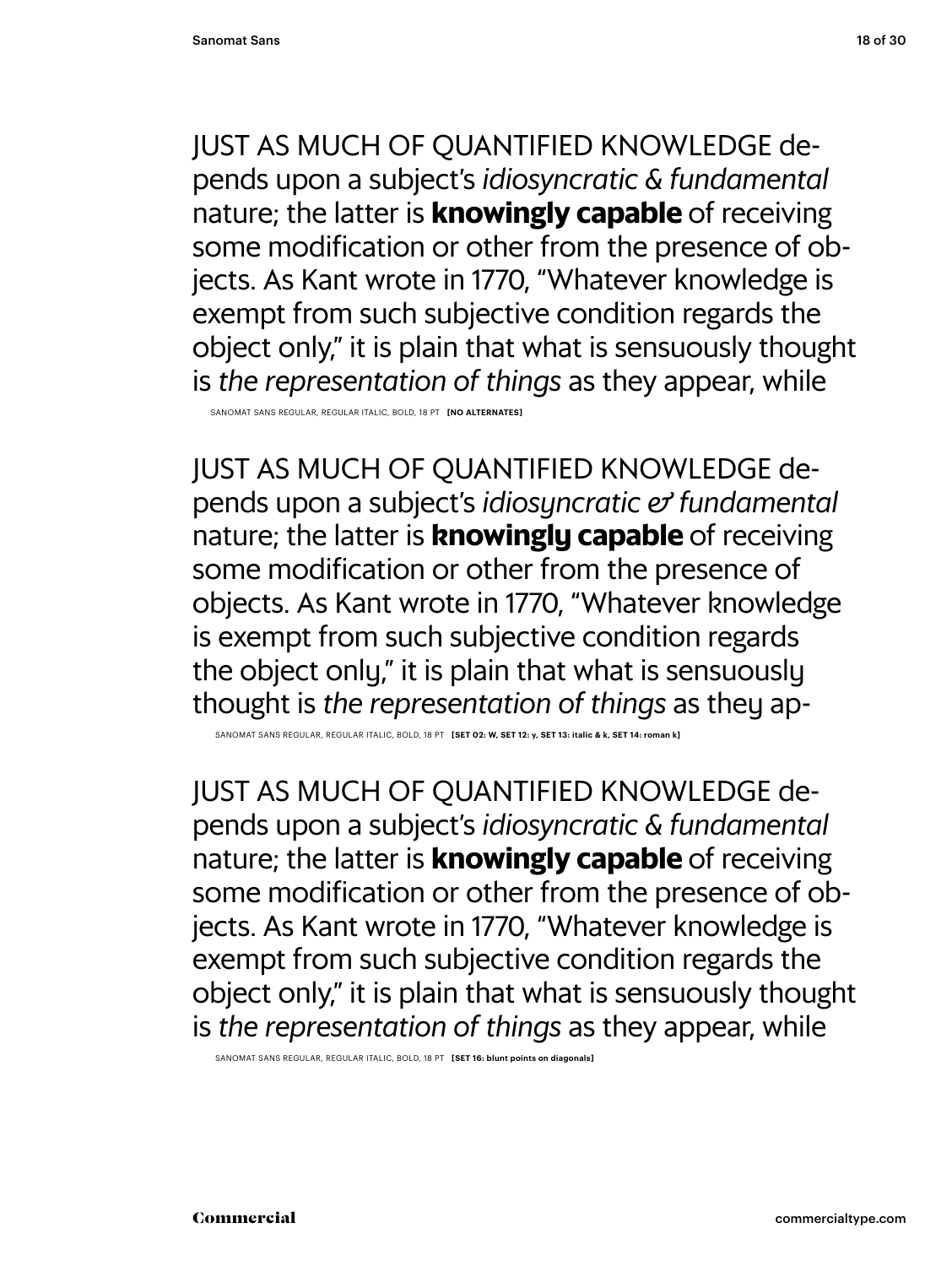JUST AS MUCH OF QUANTIFIED KNOWLEDGE depends upon a subject's *idiosyncratic & fundamental* nature; the latter is **knowingly capable** of receiving some modification or other from the presence of objects. As Kant wrote in 1770, "Whatever knowledge is exempt from such subjective condition regards the object only," it is plain that what is sensuously thought is *the representation of things* as they appear, while

SANOMAT SANS REGULAR, REGULAR ITALIC, BOLD, 18 PT **[NO ALTERNATES]**

JUST AS MUCH OF QUANTIFIED KNOWLEDGE depends upon a subject's *idiosyncratic & fundamental* nature; the latter is **knowingly capable** of receiving some modification or other from the presence of objects. As Kant wrote in 1770, "Whatever knowledge is exempt from such subjective condition regards the object only," it is plain that what is sensuously thought is *the representation of things* as they ap-

SANOMAT SANS REGULAR, REGULAR ITALIC, BOLD, 18 PT **[SET 02: W, SET 12: y, SET 13: italic & k, SET 14: roman k]**

JUST AS MUCH OF QUANTIFIED KNOWLEDGE depends upon a subject's *idiosyncratic & fundamental* nature; the latter is **knowingly capable** of receiving some modification or other from the presence of objects. As Kant wrote in 1770, "Whatever knowledge is exempt from such subjective condition regards the object only," it is plain that what is sensuously thought is *the representation of things* as they appear, while

SANOMAT SANS REGULAR, REGULAR ITALIC, BOLD, 18 PT **[SET 16: blunt points on diagonals]**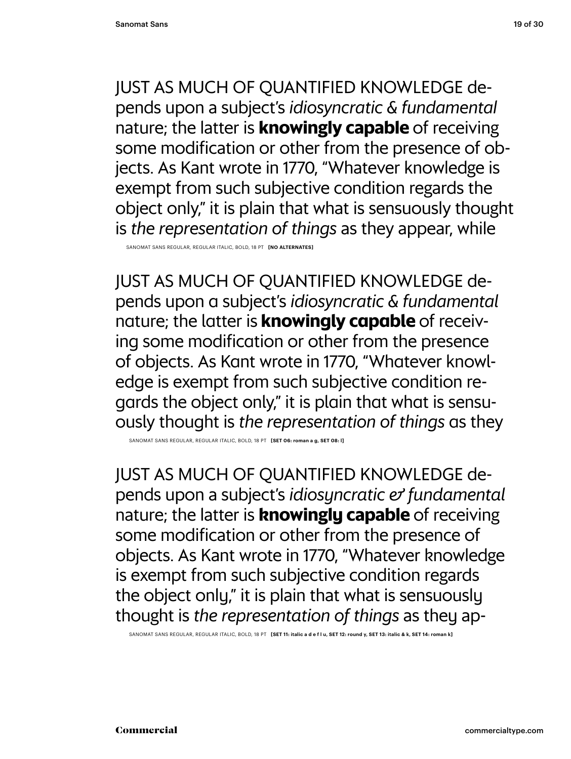JUST AS MUCH OF QUANTIFIED KNOWLEDGE depends upon a subject's *idiosyncratic & fundamental* nature; the latter is **knowingly capable** of receiving some modification or other from the presence of objects. As Kant wrote in 1770, "Whatever knowledge is exempt from such subjective condition regards the object only," it is plain that what is sensuously thought is *the representation of things* as they appear, while

SANOMAT SANS REGULAR, REGULAR ITALIC, BOLD, 18 PT **[NO ALTERNATES]**

JUST AS MUCH OF QUANTIFIED KNOWLEDGE depends upon a subject's *idiosyncratic & fundamental* nature; the latter is **knowingly capable** of receiving some modification or other from the presence of objects. As Kant wrote in 1770, "Whatever knowledge is exempt from such subjective condition regards the object only," it is plain that what is sensuously thought is *the representation of things* as they

SANOMAT SANS REGULAR, REGULAR ITALIC, BOLD, 18 PT **[SET 06: roman a g, SET 08: l]**

JUST AS MUCH OF QUANTIFIED KNOWLEDGE depends upon a subject's *idiosyncratic & fundamental* nature; the latter is **knowingly capable** of receiving some modification or other from the presence of objects. As Kant wrote in 1770, "Whatever knowledge is exempt from such subjective condition regards the object only," it is plain that what is sensuously thought is *the representation of things* as they ap-

SANOMAT SANS REGULAR, REGULAR ITALIC, BOLD, 18 PT **[SET 11: italic a d e f l u, SET 12: round y, SET 13: italic & k, SET 14: roman k]**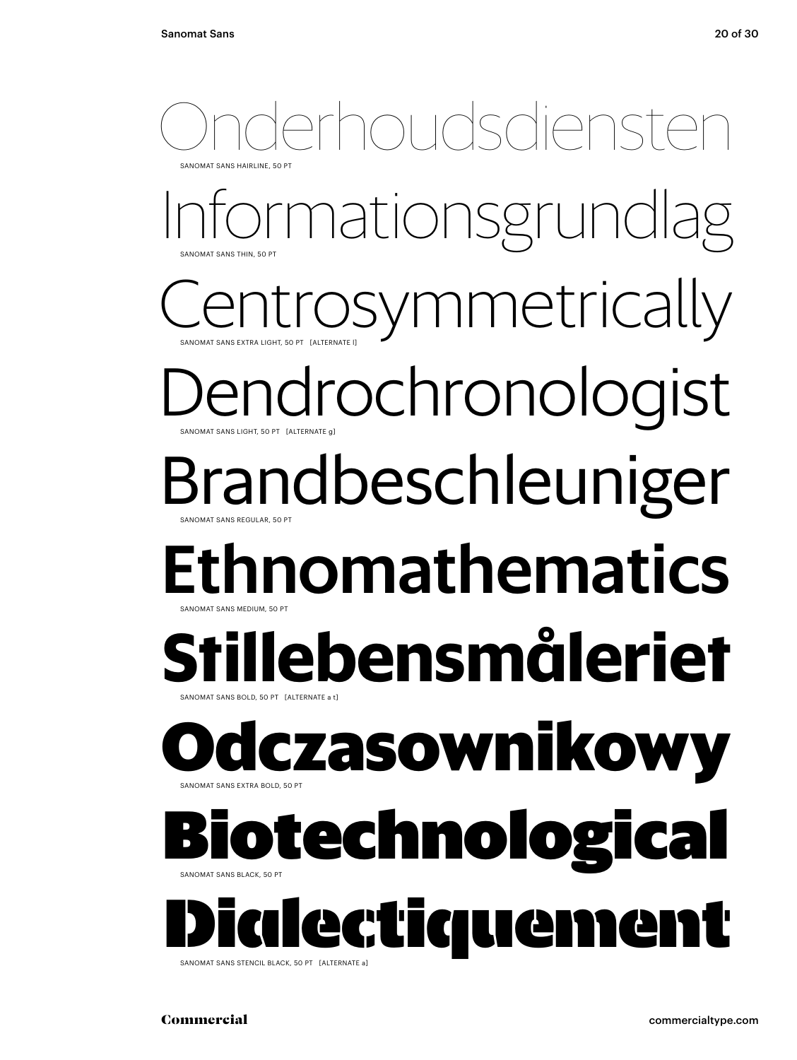Onderhoudsdiensten

SANOMAT SANS HAIRLINE, 50 PT

Informationsgrundlag

SANOMAT SANS THIN, 50 PT

Centrosymmetrically

SANOMAT SANS EXTRA LIGHT, 50 PT [ALTERNATE l]

Dendrochronologist

SANOMAT SANS LIGHT, 50 PT [ALTERNATE g]

Brandbeschleuniger

SANOMAT SANS REGULAR, 50 PT

**Ethnomathematics**

SANOMAT SANS MEDIUM, 50 PT

**Stillebensmåleriet**

SANOMAT SANS BOLD, 50 PT [ALTERNATE a t]

**Odczasownikowy**

SANOMAT SANS EXTRA BOLD, 50 PT

**Biotechnological**

SANOMAT SANS BLACK, 50 PT

**Dialectiquement**

SANOMAT SANS STENCIL BLACK, 50 PT [ALTERNATE a]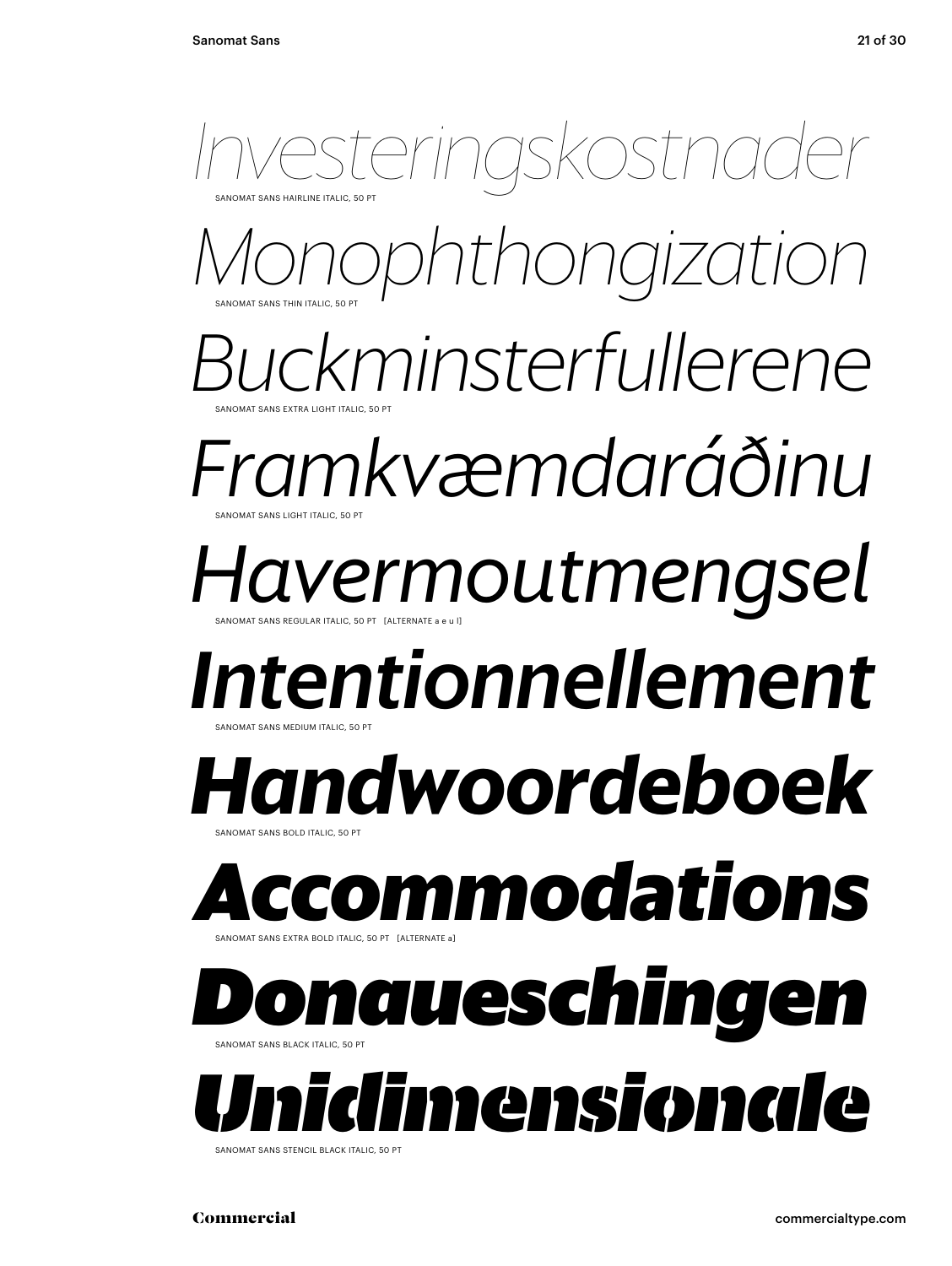*Investeringskostnader*

SANOMAT SANS HAIRLINE ITALIC, 50 PT

*Monophthongization*

SANOMAT SANS THIN ITALIC, 50 PT

*Buckminsterfullerene*

SANOMAT SANS EXTRA LIGHT ITALIC, 50 PT

*Framkvæmdaráðinu*

SANOMAT SANS LIGHT ITALIC, 50 PT

*Havermoutmengsel*

SANOMAT SANS REGULAR ITALIC, 50 PT [ALTERNATE a e u l]

***Intentionnellement***

SANOMAT SANS MEDIUM ITALIC, 50 PT

***Handwoordeboek***

SANOMAT SANS BOLD ITALIC, 50 PT

***Accommodations***

SANOMAT SANS EXTRA BOLD ITALIC, 50 PT [ALTERNATE a]

***Donaueschingen***

SANOMAT SANS BLACK ITALIC, 50 PT

***Unidimensionale***

SANOMAT SANS STENCIL BLACK ITALIC, 50 PT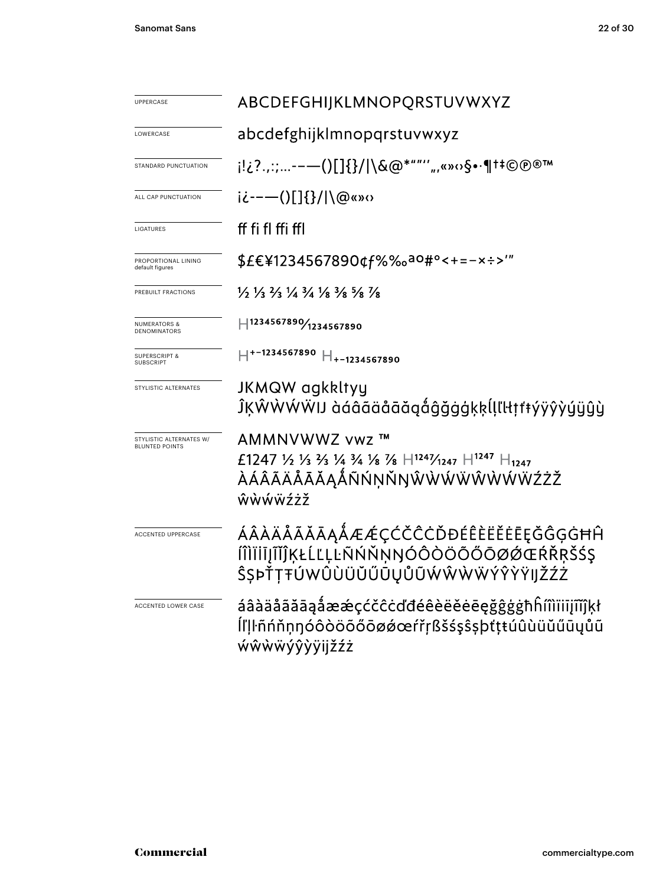| | |
|---|---|
| UPPERCASE | ABCDEFGHIJKLMNOPQRSTUVWXYZ |
| LOWERCASE | abcdefghijklmnopqrstuvwxyz |
| STANDARD PUNCTUATION | ¡!¿?.,:;…-–—()[]{}/\|\&@*""''„‚«»‹›§•·¶†‡©℗®™ |
| ALL CAP PUNCTUATION | ¡¿-–—()[]{}/\|\@«»‹› |
| LIGATURES | ff fi fl ffi ffl |
| PROPORTIONAL LINING default figures | $£€¥1234567890¢ƒ%‰ªº#°<+=−×÷>'" |
| PREBUILT FRACTIONS | ½ ⅓ ⅔ ¼ ¾ ⅛ ⅜ ⅝ ⅞ |
| NUMERATORS & DENOMINATORS | H$^{1234567890}$⁄$_{1234567890}$ |
| SUPERSCRIPT & SUBSCRIPT | H$^{+-1234567890}$ H$_{+-1234567890}$ |
| STYLISTIC ALTERNATES | JKMQW agkkltyy ĴĶŴẀẂẄĲ àáâãäåāăąǻĝğġģķķĺļľŀłţťŧýÿŷỳýÿŷỳ |
| STYLISTIC ALTERNATES W/ BLUNTED POINTS | AMMNVWWZ vwz ™ £1247 ½ ⅓ ⅔ ¼ ¾ ⅛ ⅞ H$^{1247}$⁄$_{1247}$ H$^{1247}$ H$_{1247}$ ÀÁÂÃÄÅĀĂĄǺÑŃŅŇŊŴẀẂẄŴẀẂẄŹŻŽ ŵẁẃẅźżž |
| ACCENTED UPPERCASE | ÁÂÀÄÅÃĂĀĄǺÆǼÇĆČĈĊĎĐÉÊÈËĚĖĒĘĞĜĢĠĦĤ ÍÎÌÏĪĮĨĬĴĶŁĹĽĻĿÑŃŇŅŊÓÔÒÖÕŐŌØǾŒŔŘŖŠŚŞ ŜȘÞŤŢŦÚŴÛÙÜŬŰŪŲŮŨẂŴẀẄÝŶỲŸĲŽŹŻ |
| ACCENTED LOWER CASE | áâàäåãăāąǻæǽçćčĉċďđéêèëěėēęğĝģġħĥíîìïīįĩĭĵķł ĺľļŀñńňņŋóôòöõőōøǿœŕřŗßšśşŝșþťţŧúûùüŭűūųůũ ẃŵẁẅýŷỳÿĳžźż |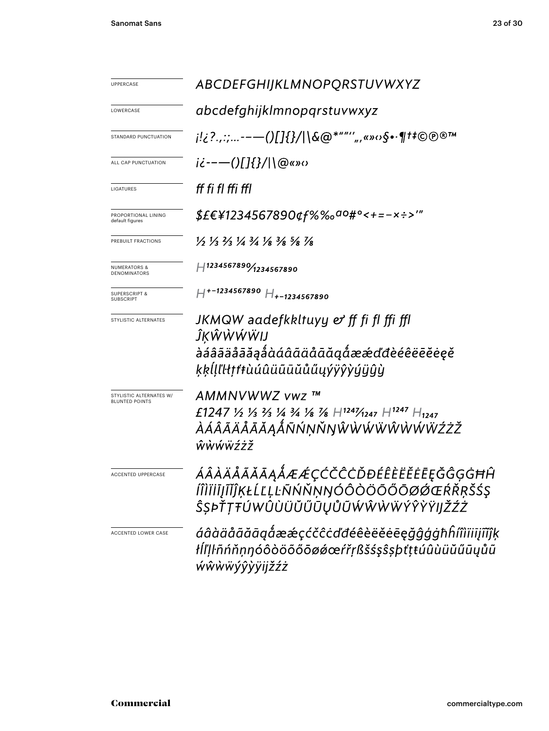| | |
|---|---|
| UPPERCASE | *ABCDEFGHIJKLMNOPQRSTUVWXYZ* |
| LOWERCASE | *abcdefghijklmnopqrstuvwxyz* |
| STANDARD PUNCTUATION | *¡!¿?.,:;…-–—()[]{}/\|\&@*"”‘’„‚«»‹›§•·¶†‡©℗®™* |
| ALL CAP PUNCTUATION | *¡¿-–—()[]{}/\|\@«»‹›* |
| LIGATURES | *ff fi fl ffi ffl* |
| PROPORTIONAL LINING default figures | *$£€¥1234567890¢ƒ%‰ªº#°<+=−×÷>′″* |
| PREBUILT FRACTIONS | *½ ⅓ ⅔ ¼ ¾ ⅛ ⅜ ⅝ ⅞* |
| NUMERATORS & DENOMINATORS | *H1234567890⁄1234567890* |
| SUPERSCRIPT & SUBSCRIPT | *H+−1234567890 H+−1234567890* |
| STYLISTIC ALTERNATES | *JKMQW aadefkkltuyy & ff fi fl ffi ffl ĴĶŴẀẂẄĲ àáâãäåāăąǻàáâãäåāăąǻæǽďđèéêëēĕėęě ķķĺļľŀłţťŧùúûüũūŭůűųýÿŷỳýÿŷỳ* |
| STYLISTIC ALTERNATES W/ BLUNTED POINTS | *AMMNVWWZ vwz ™ £1247 ½ ⅓ ⅔ ¼ ¾ ⅛ ⅞ H1247⁄1247 H1247 H1247 ÀÁÂÃÄÅĀĂĄǺÑŃŅŇŊŴẀẂẄŴẀẂẄŹŻŽ ŵẁẃẅźżž* |
| ACCENTED UPPERCASE | *ÁÂÀÄÅÃĂĀĄǺÆǼÇĆČĈĊĎĐÉÊÈËĚĔĖĒĘĞĜĢĠĦĤ ÍÎÌÏĪĮĨĬĴĶŁĹĽĻĿÑŃŇŅŊÓÔÒÖÕŐŌØǾŒŔŘŖŠŚŞ ŜȘÞŤŢŦÚŴÛÙÜŬŰŪŲŮŨẂŴẀẄÝŶỲŸĲŽŹŻ* |
| ACCENTED LOWER CASE | *áâàäåãăāąǻæǽçćčĉċďđéêèëěĕėēęğĝģġħĥíîìïīįĩĭĵķ łĺľļŀñńňņŋóôòöõőōøǿœŕřŗßšśşŝșþťţŧúûùüŭűūųůũ ẃŵẁẅýŷỳÿĳžźż* |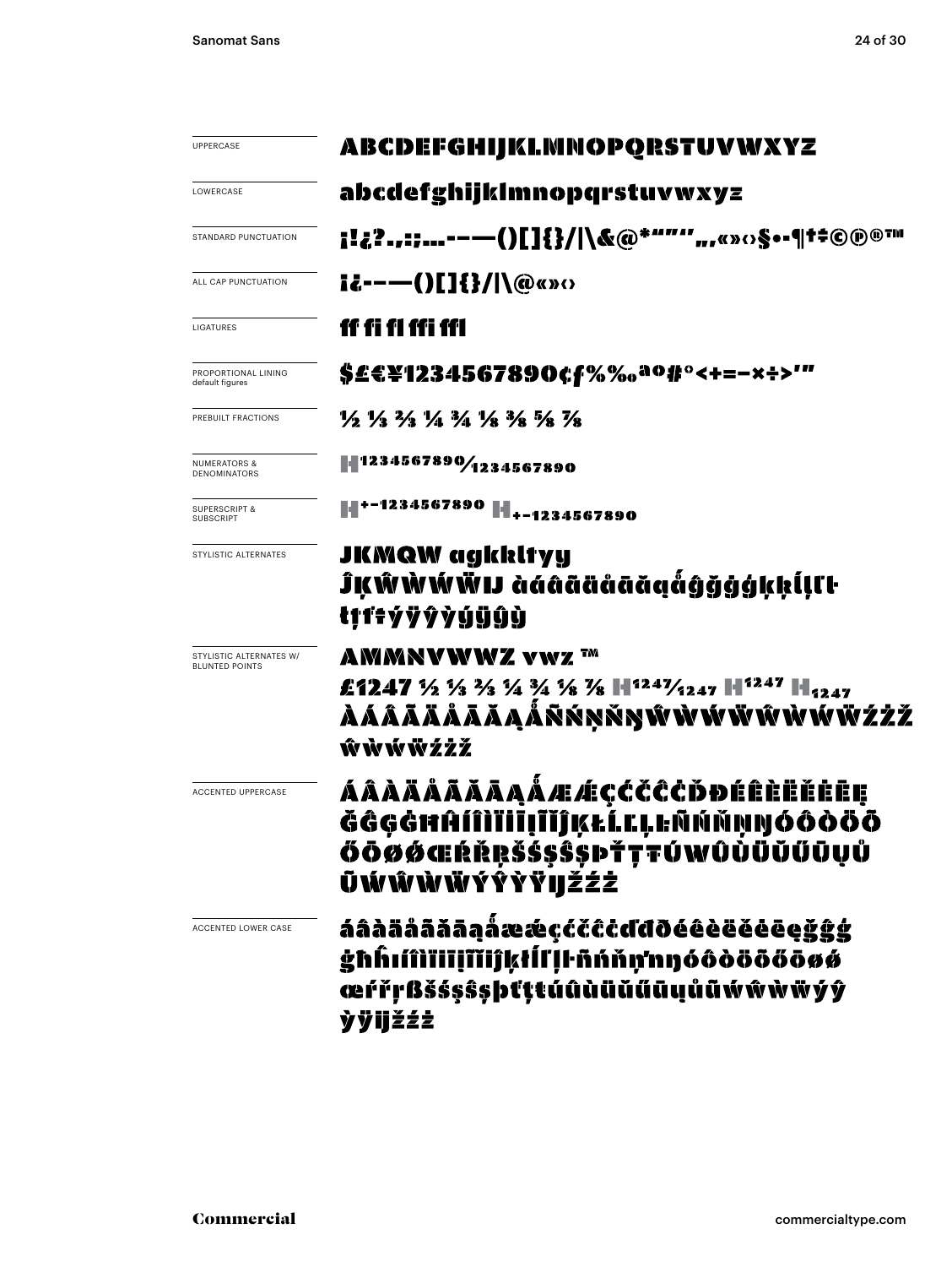| | |
|---|---|
| UPPERCASE | ABCDEFGHIJKLMNOPQRSTUVWXYZ |
| LOWERCASE | abcdefghijklmnopqrstuvwxyz |
| STANDARD PUNCTUATION | ¡!¿?.,:;…-–—()[]{}/\|\&@*"""'',„‚«»‹›§•·¶†‡©℗®™ |
| ALL CAP PUNCTUATION | ¡¿-–—()[]{}/\|\@«»‹› |
| LIGATURES | ff fi fl ffi ffl |
| PROPORTIONAL LINING default figures | $£€¥1234567890¢ƒ%‰ªº#°<+=−×÷>′″ |
| PREBUILT FRACTIONS | ½ ⅓ ⅔ ¼ ¾ ⅛ ⅜ ⅝ ⅞ |
| NUMERATORS & DENOMINATORS | H1234567890/1234567890 |
| SUPERSCRIPT & SUBSCRIPT | H+−1234567890 H+−1234567890 |
| STYLISTIC ALTERNATES | JKMQW agkkltyy ĴĶŴẀẂẄĲ àáâãäåāăąǻĝğġģķķĺļľŀ łţŧŧýÿŷỳýÿŷỳ |
| STYLISTIC ALTERNATES W/ BLUNTED POINTS | AMMNVWWZ vwz ™ £1247 ½ ⅓ ⅔ ¼ ¾ ⅛ ⅞ H1247/1247 H1247 H1247 ÀÁÂÃÄÅĀĂĄǺÑŃŅŇŊŴẀẂẄŴẀẂẄŹŻŽ ŵẁẃẅźżž |
| ACCENTED UPPERCASE | ÁÂÀÄÅÃĂĀĄǺÆǼÇĆČĈĊĎĐÉÊÈËĚĖĒĘ ĞĜĢĠĦĤÍÎÌÏĪĮĨĬĴĶŁĹĽĻĿÑŃŇŅŊÓÔÒÖÕ ŐŌØǾŒŔŘŖŠŚŞŜȘÞŤŢŦÚŴÛÙÜŬŰŪŲŮ ŨẂŴẀẄÝŶỲŸĲŽŹŻ |
| ACCENTED LOWER CASE | áâàäåãăāąǻæǽçćčĉċďđðéêèëěėēęğĝģ ġħĥıíîìïīįĩĭĵķłĺľļŀñńňņŉŋóôòöõőōø ǿœŕřŗßšśşŝșþťţŧúûùüŭűūųůũẃŵẁẅýŷ ỳÿĳžźż |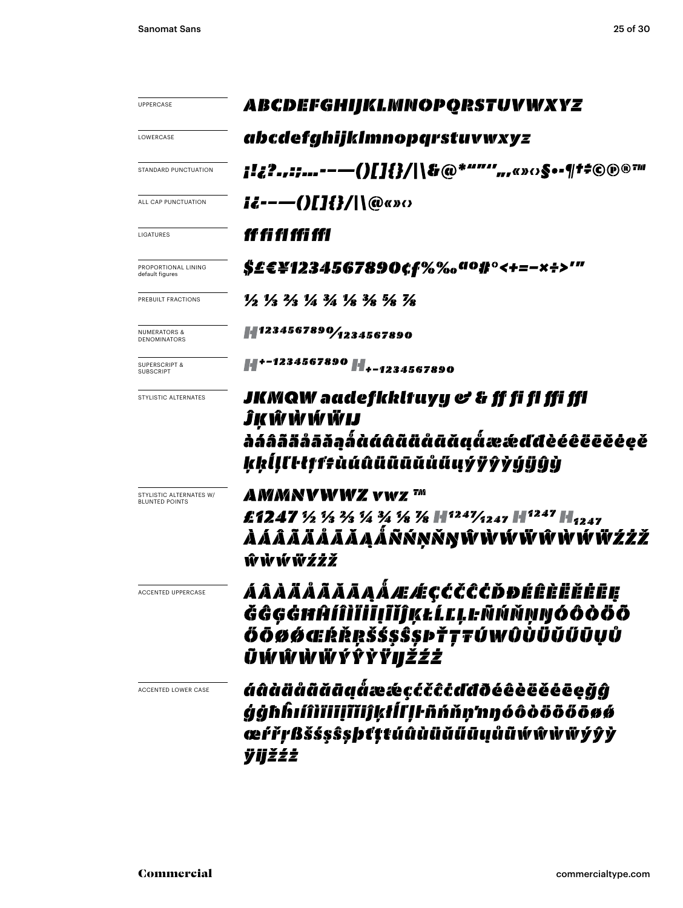| | |
|---|---|
| UPPERCASE | ABCDEFGHIJKLMNOPQRSTUVWXYZ |
| LOWERCASE | abcdefghijklmnopqrstuvwxyz |
| STANDARD PUNCTUATION | ¡!¿?.,:;...-–—()[]{}/\|\\&@*""''‚„«»‹›§•·¶†‡©℗®™ |
| ALL CAP PUNCTUATION | ¡¿-–—()[]{}/\|\\@«»‹› |
| LIGATURES | ff fi fl ffi ffl |
| PROPORTIONAL LINING default figures | $£€¥1234567890¢ƒ%‰ªº#°<+=−×÷>′″ |
| PREBUILT FRACTIONS | ½ ⅓ ⅔ ¼ ¾ ⅛ ⅜ ⅝ ⅞ |
| NUMERATORS & DENOMINATORS | H1234567890⁄1234567890 |
| SUPERSCRIPT & SUBSCRIPT | H+−1234567890 H+−1234567890 |
| STYLISTIC ALTERNATES | JKMQW aadefkkltuyy & & ff fi fl ffi ffl ĴĶŴẀẂẄĲ àáâãäåāăąǻàáâãäåāăąǻæǽďđèéêëēĕėęě ķķĺļľŀłţťŧùúûüũūŭůűųýÿŷỳýÿŷỳ |
| STYLISTIC ALTERNATES W/ BLUNTED POINTS | AMMNVWWZ vwz ™ £1247 ½ ⅓ ⅔ ¼ ¾ ⅛ ⅞ H1247⁄1247 H1247 H1247 ÀÁÂÃÄÅĀĂĄǺÑŃŅŇŊŴẀẂẄŴẀẂẄŹŻŽ ŵẁẃẅźżž |
| ACCENTED UPPERCASE | ÁÂÀÄÅÃĂĀĄǺÆǼÇĆČĈĊĎĐÉÊÈËĚĖĒĘ ĞĜĢĠĦĤÍÎÌÏİĪĮĨĬĴĶŁĹĽĻĿÑŃŇŅŊÓÔÒÖÕ ŐŌØǾŒŔŘŖŠŚŞŜȘÞŤŢŦÚŴÛÙÜŬŰŪŲŮ ŨẂŴẀẄÝŶỲŸĲŽŹŻ |
| ACCENTED LOWER CASE | áâàäåãăāąǻæǽçćčĉċďđðéêèëěėēęğĝ ģġħĥıíîìïīįĩĭĵķłĺľļŀñńňņŋóôòöõőōøǿ œŕřŗßšśşŝșþťţŧúûùüŭűūųůũẃŵẁẅýŷỳ ÿĳžźż |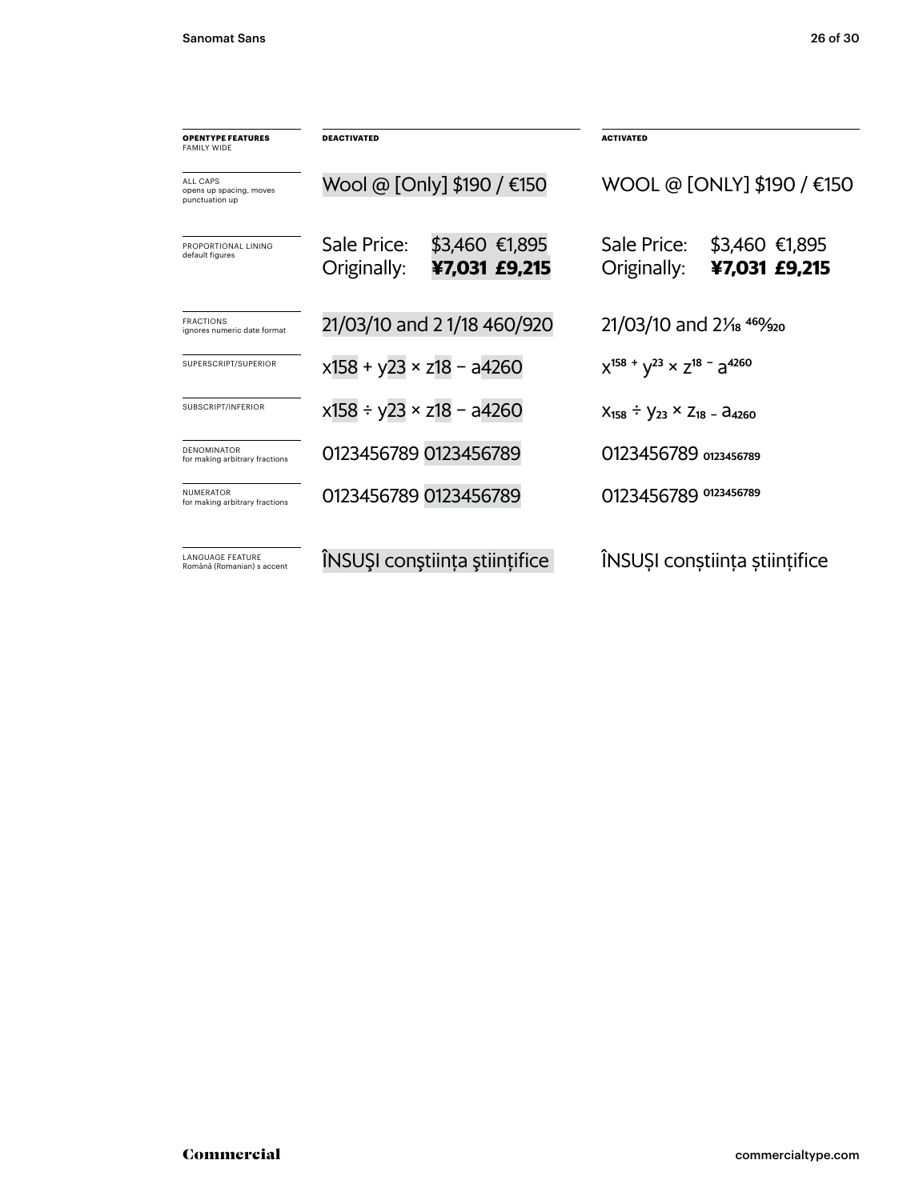| OPENTYPE FEATURES FAMILY WIDE | DEACTIVATED | ACTIVATED |
|---|---|---|
| ALL CAPS opens up spacing, moves punctuation up | Wool @ [Only] $190 / €150 | WOOL @ [ONLY] $190 / €150 |
| PROPORTIONAL LINING default figures | Sale Price: $3,460 €1,895<br>Originally: **¥7,031 £9,215** | Sale Price: $3,460 €1,895<br>Originally: **¥7,031 £9,215** |
| FRACTIONS ignores numeric date format | 21/03/10 and 2 1/18 460/920 | 21/03/10 and 2 $\frac{1}{18}$ $\frac{460}{920}$ |
| SUPERSCRIPT/SUPERIOR | x158 + y23 × z18 − a4260 | $x^{158}$ + $y^{23}$ × $z^{18}$ − $a^{4260}$ |
| SUBSCRIPT/INFERIOR | x158 ÷ y23 × z18 − a4260 | $x_{158}$ ÷ $y_{23}$ × $z_{18}$ − $a_{4260}$ |
| DENOMINATOR for making arbitrary fractions | 0123456789 0123456789 | 0123456789 $_{0123456789}$ |
| NUMERATOR for making arbitrary fractions | 0123456789 0123456789 | 0123456789 $^{0123456789}$ |
| LANGUAGE FEATURE Română (Romanian) s accent | ÎNSUŞI conştiința ştiințifice | ÎNSUȘI conștiința științifice |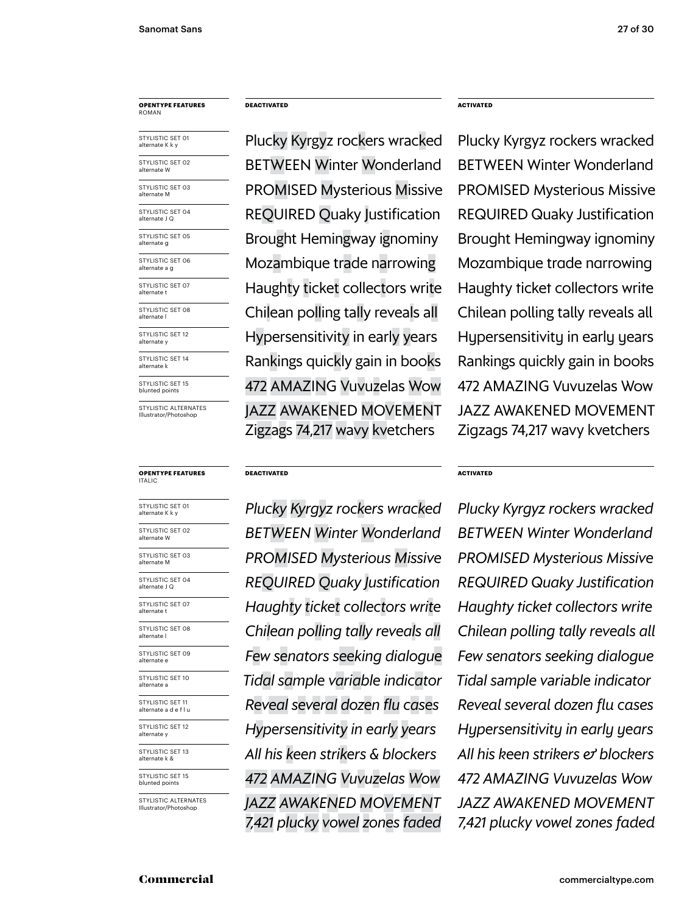| **OPENTYPE FEATURES** ROMAN | **DEACTIVATED** | **ACTIVATED** |
|---|---|---|
| STYLISTIC SET 01 alternate K k y | Plucky Kyrgyz rockers wracked | Plucky Kyrgyz rockers wracked |
| STYLISTIC SET 02 alternate W | BETWEEN Winter Wonderland | BETWEEN Winter Wonderland |
| STYLISTIC SET 03 alternate M | PROMISED Mysterious Missive | PROMISED Mysterious Missive |
| STYLISTIC SET 04 alternate J Q | REQUIRED Quaky Justification | REQUIRED Quaky Justification |
| STYLISTIC SET 05 alternate g | Brought Hemingway ignominy | Brought Hemingway ignominy |
| STYLISTIC SET 06 alternate a g | Mozambique trade narrowing | Mozambique trade narrowing |
| STYLISTIC SET 07 alternate t | Haughty ticket collectors write | Haughty ticket collectors write |
| STYLISTIC SET 08 alternate l | Chilean polling tally reveals all | Chilean polling tally reveals all |
| STYLISTIC SET 12 alternate y | Hypersensitivity in early years | Hypersensitivity in early years |
| STYLISTIC SET 14 alternate k | Rankings quickly gain in books | Rankings quickly gain in books |
| STYLISTIC SET 15 blunted points | 472 AMAZING Vuvuzelas Wow | 472 AMAZING Vuvuzelas Wow |
| STYLISTIC ALTERNATES Illustrator/Photoshop | JAZZ AWAKENED MOVEMENT Zigzags 74,217 wavy kvetchers | JAZZ AWAKENED MOVEMENT Zigzags 74,217 wavy kvetchers |

| **OPENTYPE FEATURES** ITALIC | **DEACTIVATED** | **ACTIVATED** |
|---|---|---|
| STYLISTIC SET 01 alternate K k y | *Plucky Kyrgyz rockers wracked* | *Plucky Kyrgyz rockers wracked* |
| STYLISTIC SET 02 alternate W | *BETWEEN Winter Wonderland* | *BETWEEN Winter Wonderland* |
| STYLISTIC SET 03 alternate M | *PROMISED Mysterious Missive* | *PROMISED Mysterious Missive* |
| STYLISTIC SET 04 alternate J Q | *REQUIRED Quaky Justification* | *REQUIRED Quaky Justification* |
| STYLISTIC SET 07 alternate t | *Haughty ticket collectors write* | *Haughty ticket collectors write* |
| STYLISTIC SET 08 alternate l | *Chilean polling tally reveals all* | *Chilean polling tally reveals all* |
| STYLISTIC SET 09 alternate e | *Few senators seeking dialogue* | *Few senators seeking dialogue* |
| STYLISTIC SET 10 alternate a | *Tidal sample variable indicator* | *Tidal sample variable indicator* |
| STYLISTIC SET 11 alternate a d e f l u | *Reveal several dozen flu cases* | *Reveal several dozen flu cases* |
| STYLISTIC SET 12 alternate y | *Hypersensitivity in early years* | *Hypersensitivity in early years* |
| STYLISTIC SET 13 alternate k & | *All his keen strikers & blockers* | *All his keen strikers & blockers* |
| STYLISTIC SET 15 blunted points | *472 AMAZING Vuvuzelas Wow* | *472 AMAZING Vuvuzelas Wow* |
| STYLISTIC ALTERNATES Illustrator/Photoshop | *JAZZ AWAKENED MOVEMENT 7,421 plucky vowel zones faded* | *JAZZ AWAKENED MOVEMENT 7,421 plucky vowel zones faded* |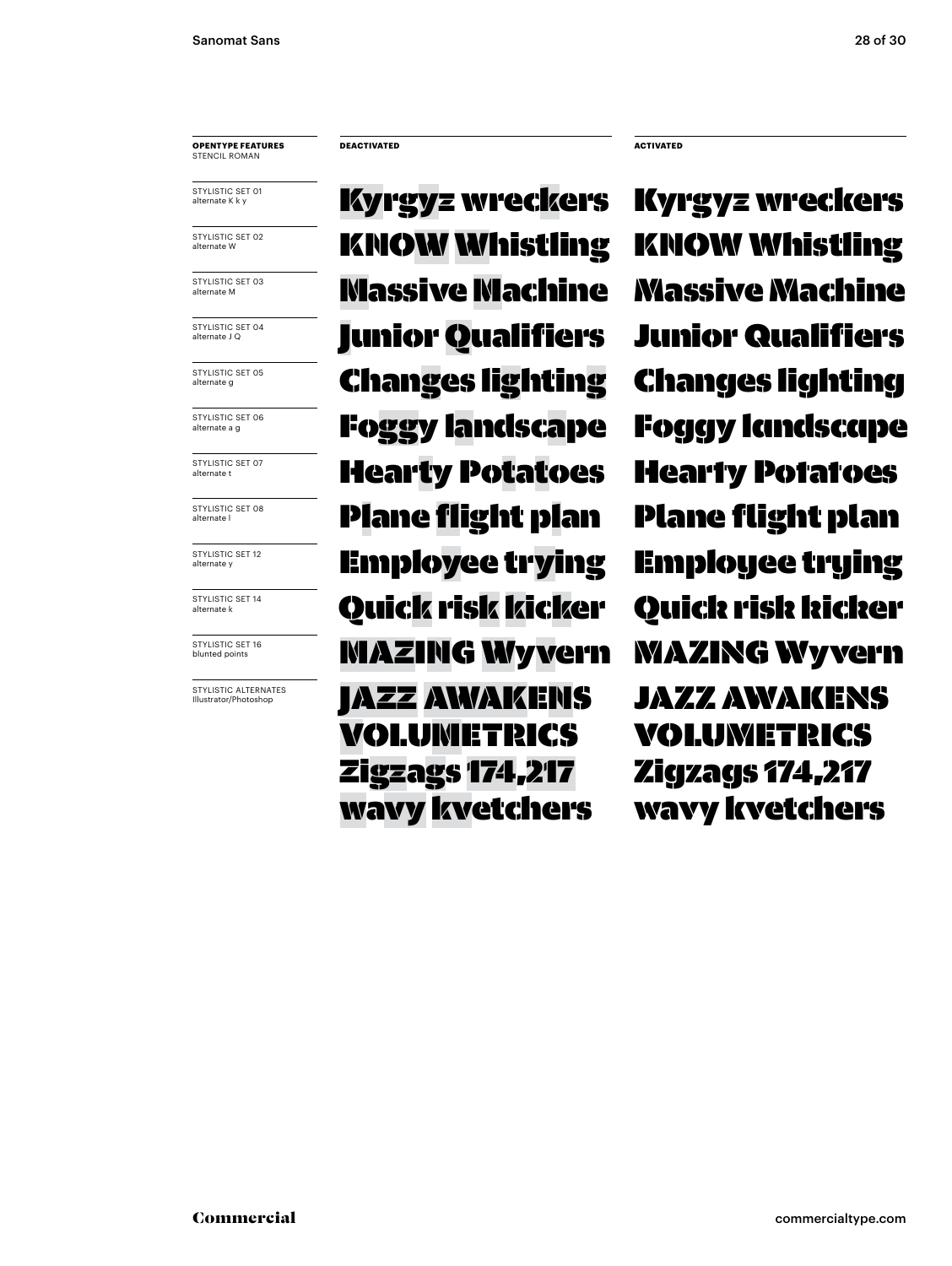| **OPENTYPE FEATURES** STENCIL ROMAN | **DEACTIVATED** | **ACTIVATED** |
|---|---|---|
| STYLISTIC SET 01 alternate K k y | Kyrgyz wreckers | Kyrgyz wreckers |
| STYLISTIC SET 02 alternate W | KNOW Whistling | KNOW Whistling |
| STYLISTIC SET 03 alternate M | Massive Machine | Massive Machine |
| STYLISTIC SET 04 alternate J Q | Junior Qualifiers | Junior Qualifiers |
| STYLISTIC SET 05 alternate g | Changes lighting | Changes lighting |
| STYLISTIC SET 06 alternate a g | Foggy landscape | Foggy landscape |
| STYLISTIC SET 07 alternate t | Hearty Potatoes | Hearty Potatoes |
| STYLISTIC SET 08 alternate l | Plane flight plan | Plane flight plan |
| STYLISTIC SET 12 alternate y | Employee trying | Employee trying |
| STYLISTIC SET 14 alternate k | Quick risk kicker | Quick risk kicker |
| STYLISTIC SET 16 blunted points | MAZING Wyvern | MAZING Wyvern |
| STYLISTIC ALTERNATES Illustrator/Photoshop | JAZZ AWAKENS VOLUMETRICS Zigzags 174,217 wavy kvetchers | JAZZ AWAKENS VOLUMETRICS Zigzags 174,217 wavy kvetchers |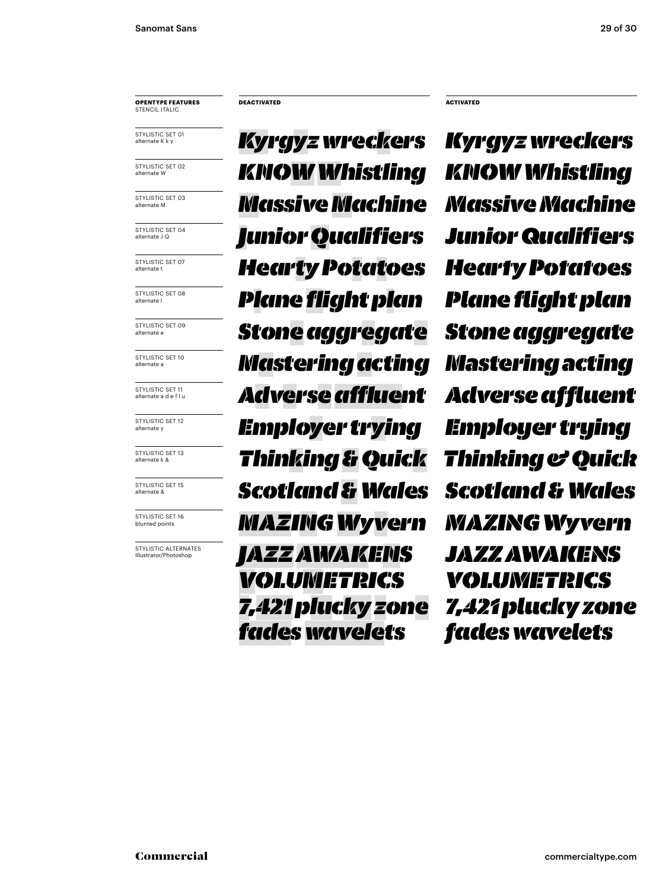| **OPENTYPE FEATURES** STENCIL ITALIC | **DEACTIVATED** | **ACTIVATED** |
| --- | --- | --- |
| STYLISTIC SET 01 alternate K k y | Kyrgyz wreckers | Kyrgyz wreckers |
| STYLISTIC SET 02 alternate W | KNOW Whistling | KNOW Whistling |
| STYLISTIC SET 03 alternate M | Massive Machine | Massive Machine |
| STYLISTIC SET 04 alternate J Q | Junior Qualifiers | Junior Qualifiers |
| STYLISTIC SET 07 alternate t | Hearty Potatoes | Hearty Potatoes |
| STYLISTIC SET 08 alternate l | Plane flight plan | Plane flight plan |
| STYLISTIC SET 09 alternate e | Stone aggregate | Stone aggregate |
| STYLISTIC SET 10 alternate a | Mastering acting | Mastering acting |
| STYLISTIC SET 11 alternate a d e f l u | Adverse affluent | Adverse affluent |
| STYLISTIC SET 12 alternate y | Employer trying | Employer trying |
| STYLISTIC SET 13 alternate k & | Thinking & Quick | Thinking & Quick |
| STYLISTIC SET 15 alternate & | Scotland & Wales | Scotland & Wales |
| STYLISTIC SET 16 blunted points | MAZING Wyvern | MAZING Wyvern |
| STYLISTIC ALTERNATES Illustrator/Photoshop | JAZZ AWAKENS VOLUMETRICS 7,421 plucky zone fades wavelets | JAZZ AWAKENS VOLUMETRICS 7,421 plucky zone fades wavelets |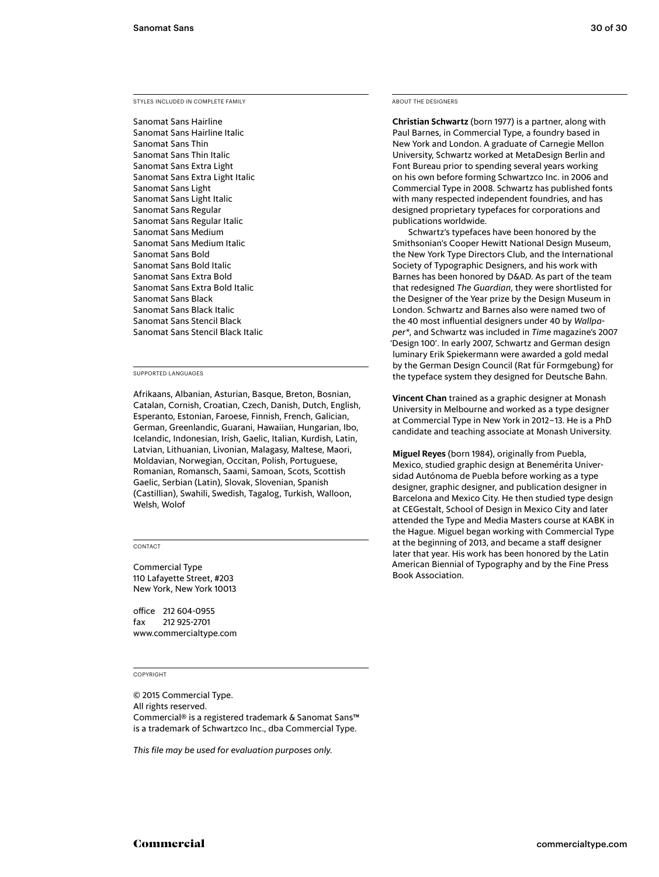## STYLES INCLUDED IN COMPLETE FAMILY

Sanomat Sans Hairline
Sanomat Sans Hairline Italic
Sanomat Sans Thin
Sanomat Sans Thin Italic
Sanomat Sans Extra Light
Sanomat Sans Extra Light Italic
Sanomat Sans Light
Sanomat Sans Light Italic
Sanomat Sans Regular
Sanomat Sans Regular Italic
Sanomat Sans Medium
Sanomat Sans Medium Italic
Sanomat Sans Bold
Sanomat Sans Bold Italic
Sanomat Sans Extra Bold
Sanomat Sans Extra Bold Italic
Sanomat Sans Black
Sanomat Sans Black Italic
Sanomat Sans Stencil Black
Sanomat Sans Stencil Black Italic

## SUPPORTED LANGUAGES

Afrikaans, Albanian, Asturian, Basque, Breton, Bosnian, Catalan, Cornish, Croatian, Czech, Danish, Dutch, English, Esperanto, Estonian, Faroese, Finnish, French, Galician, German, Greenlandic, Guarani, Hawaiian, Hungarian, Ibo, Icelandic, Indonesian, Irish, Gaelic, Italian, Kurdish, Latin, Latvian, Lithuanian, Livonian, Malagasy, Maltese, Maori, Moldavian, Norwegian, Occitan, Polish, Portuguese, Romanian, Romansch, Saami, Samoan, Scots, Scottish Gaelic, Serbian (Latin), Slovak, Slovenian, Spanish (Castillian), Swahili, Swedish, Tagalog, Turkish, Walloon, Welsh, Wolof

## CONTACT

Commercial Type
110 Lafayette Street, #203
New York, New York 10013

office 212 604-0955
fax 212 925-2701
www.commercialtype.com

## COPYRIGHT

© 2015 Commercial Type.
All rights reserved.
Commercial® is a registered trademark & Sanomat Sans™ is a trademark of Schwartzco Inc., dba Commercial Type.

*This file may be used for evaluation purposes only.*

## ABOUT THE DESIGNERS

**Christian Schwartz** (born 1977) is a partner, along with Paul Barnes, in Commercial Type, a foundry based in New York and London. A graduate of Carnegie Mellon University, Schwartz worked at MetaDesign Berlin and Font Bureau prior to spending several years working on his own before forming Schwartzco Inc. in 2006 and Commercial Type in 2008. Schwartz has published fonts with many respected independent foundries, and has designed proprietary typefaces for corporations and publications worldwide.

Schwartz's typefaces have been honored by the Smithsonian's Cooper Hewitt National Design Museum, the New York Type Directors Club, and the International Society of Typographic Designers, and his work with Barnes has been honored by D&AD. As part of the team that redesigned *The Guardian*, they were shortlisted for the Designer of the Year prize by the Design Museum in London. Schwartz and Barnes also were named two of the 40 most influential designers under 40 by *Wallpaper**, and Schwartz was included in *Time* magazine's 2007 'Design 100'. In early 2007, Schwartz and German design luminary Erik Spiekermann were awarded a gold medal by the German Design Council (Rat für Formgebung) for the typeface system they designed for Deutsche Bahn.

**Vincent Chan** trained as a graphic designer at Monash University in Melbourne and worked as a type designer at Commercial Type in New York in 2012–13. He is a PhD candidate and teaching associate at Monash University.

**Miguel Reyes** (born 1984), originally from Puebla, Mexico, studied graphic design at Benemérita Universidad Autónoma de Puebla before working as a type designer, graphic designer, and publication designer in Barcelona and Mexico City. He then studied type design at CEGestalt, School of Design in Mexico City and later attended the Type and Media Masters course at KABK in the Hague. Miguel began working with Commercial Type at the beginning of 2013, and became a staff designer later that year. His work has been honored by the Latin American Biennial of Typography and by the Fine Press Book Association.